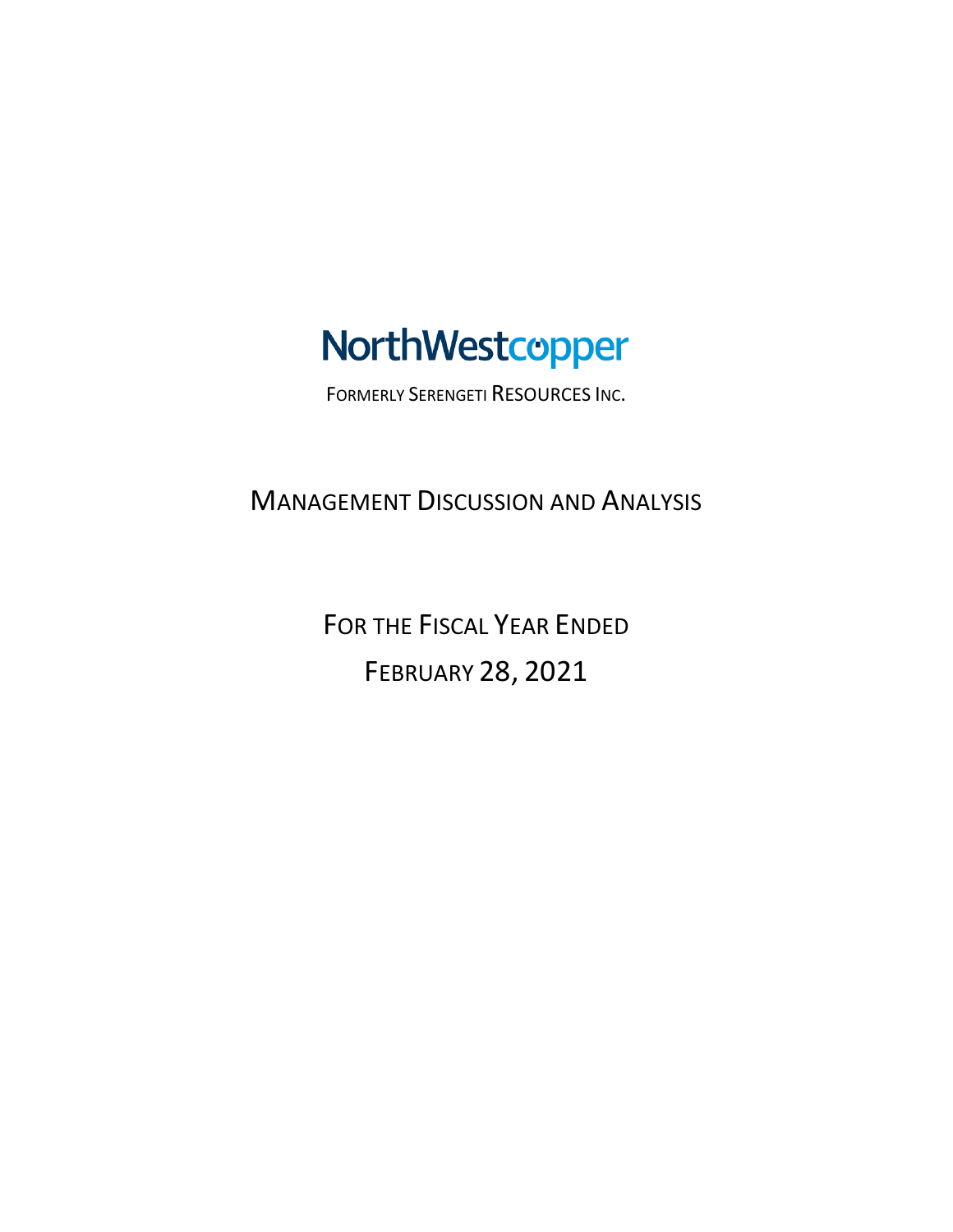# NorthWestcopper

FORMERLY SERENGETI RESOURCES INC.

## MANAGEMENT DISCUSSION AND ANALYSIS

FOR THE FISCAL YEAR ENDED

FEBRUARY 28, 2021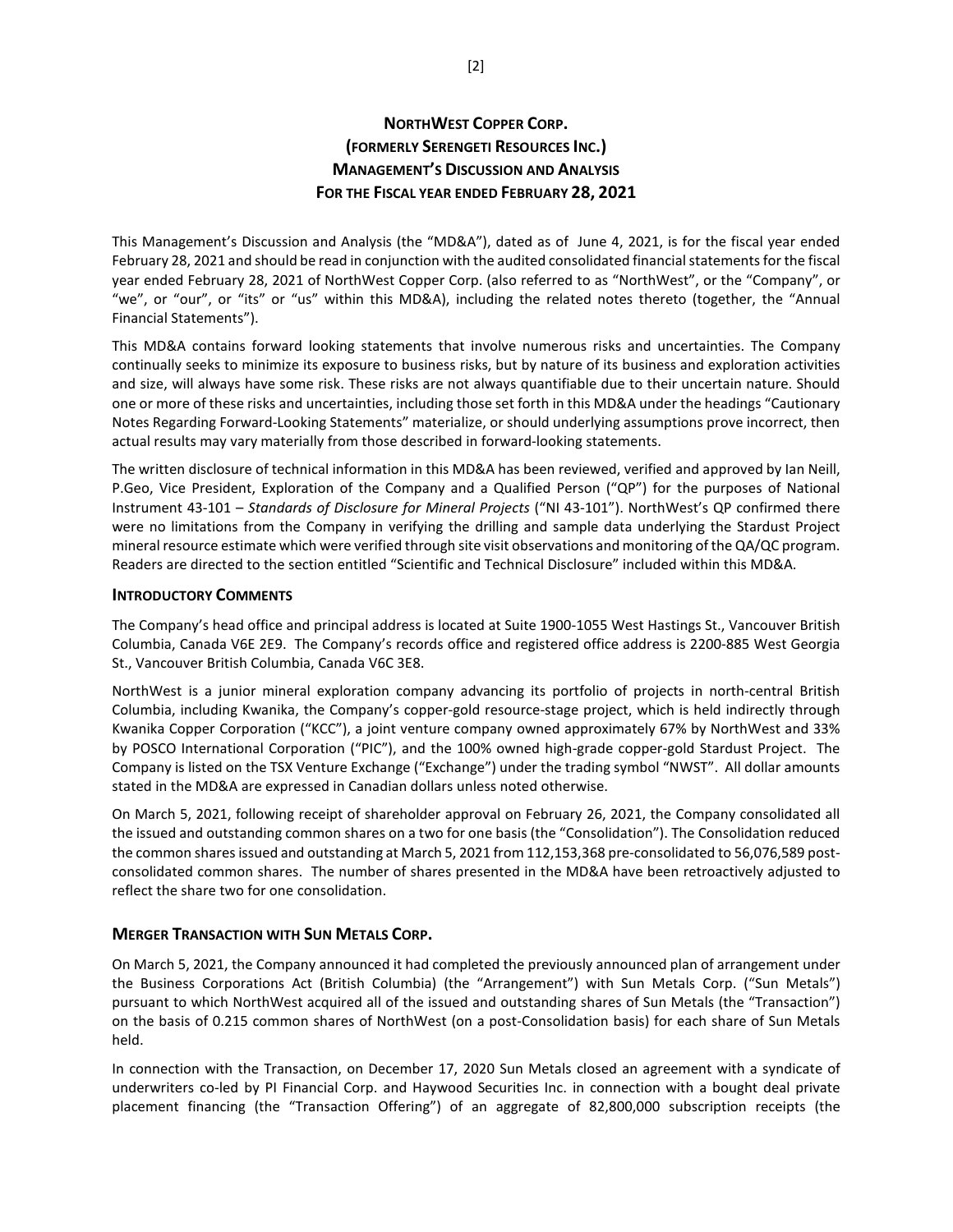# NorthWest Copper Corp.
# (formerly Serengeti Resources Inc.)
# Management's Discussion and Analysis
# For the Fiscal year ended February 28, 2021

This Management's Discussion and Analysis (the "MD&A"), dated as of June 4, 2021, is for the fiscal year ended February 28, 2021 and should be read in conjunction with the audited consolidated financial statements for the fiscal year ended February 28, 2021 of NorthWest Copper Corp. (also referred to as "NorthWest", or the "Company", or "we", or "our", or "its" or "us" within this MD&A), including the related notes thereto (together, the "Annual Financial Statements").

This MD&A contains forward looking statements that involve numerous risks and uncertainties. The Company continually seeks to minimize its exposure to business risks, but by nature of its business and exploration activities and size, will always have some risk. These risks are not always quantifiable due to their uncertain nature. Should one or more of these risks and uncertainties, including those set forth in this MD&A under the headings "Cautionary Notes Regarding Forward-Looking Statements" materialize, or should underlying assumptions prove incorrect, then actual results may vary materially from those described in forward-looking statements.

The written disclosure of technical information in this MD&A has been reviewed, verified and approved by Ian Neill, P.Geo, Vice President, Exploration of the Company and a Qualified Person ("QP") for the purposes of National Instrument 43-101 – *Standards of Disclosure for Mineral Projects* ("NI 43-101"). NorthWest's QP confirmed there were no limitations from the Company in verifying the drilling and sample data underlying the Stardust Project mineral resource estimate which were verified through site visit observations and monitoring of the QA/QC program. Readers are directed to the section entitled "Scientific and Technical Disclosure" included within this MD&A.

## Introductory Comments

The Company's head office and principal address is located at Suite 1900-1055 West Hastings St., Vancouver British Columbia, Canada V6E 2E9. The Company's records office and registered office address is 2200-885 West Georgia St., Vancouver British Columbia, Canada V6C 3E8.

NorthWest is a junior mineral exploration company advancing its portfolio of projects in north-central British Columbia, including Kwanika, the Company's copper-gold resource-stage project, which is held indirectly through Kwanika Copper Corporation ("KCC"), a joint venture company owned approximately 67% by NorthWest and 33% by POSCO International Corporation ("PIC"), and the 100% owned high-grade copper-gold Stardust Project. The Company is listed on the TSX Venture Exchange ("Exchange") under the trading symbol "NWST". All dollar amounts stated in the MD&A are expressed in Canadian dollars unless noted otherwise.

On March 5, 2021, following receipt of shareholder approval on February 26, 2021, the Company consolidated all the issued and outstanding common shares on a two for one basis (the "Consolidation"). The Consolidation reduced the common shares issued and outstanding at March 5, 2021 from 112,153,368 pre-consolidated to 56,076,589 post-consolidated common shares. The number of shares presented in the MD&A have been retroactively adjusted to reflect the share two for one consolidation.

## Merger Transaction with Sun Metals Corp.

On March 5, 2021, the Company announced it had completed the previously announced plan of arrangement under the Business Corporations Act (British Columbia) (the "Arrangement") with Sun Metals Corp. ("Sun Metals") pursuant to which NorthWest acquired all of the issued and outstanding shares of Sun Metals (the "Transaction") on the basis of 0.215 common shares of NorthWest (on a post-Consolidation basis) for each share of Sun Metals held.

In connection with the Transaction, on December 17, 2020 Sun Metals closed an agreement with a syndicate of underwriters co-led by PI Financial Corp. and Haywood Securities Inc. in connection with a bought deal private placement financing (the "Transaction Offering") of an aggregate of 82,800,000 subscription receipts (the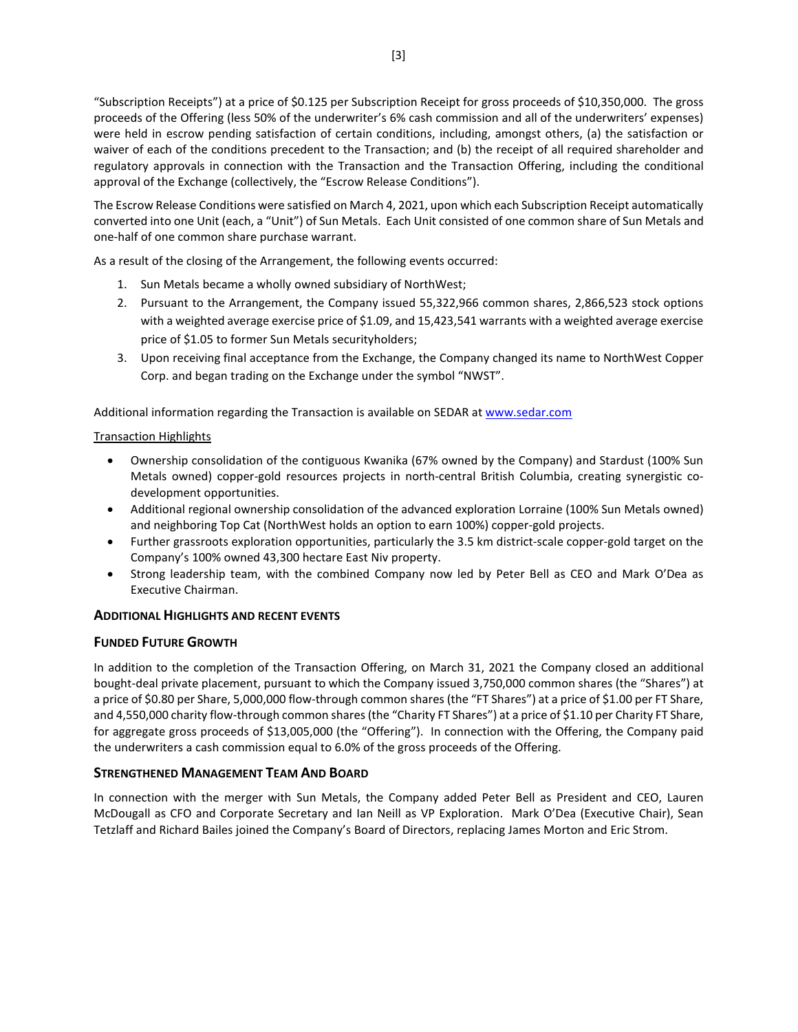"Subscription Receipts") at a price of $0.125 per Subscription Receipt for gross proceeds of $10,350,000. The gross proceeds of the Offering (less 50% of the underwriter's 6% cash commission and all of the underwriters' expenses) were held in escrow pending satisfaction of certain conditions, including, amongst others, (a) the satisfaction or waiver of each of the conditions precedent to the Transaction; and (b) the receipt of all required shareholder and regulatory approvals in connection with the Transaction and the Transaction Offering, including the conditional approval of the Exchange (collectively, the "Escrow Release Conditions").

The Escrow Release Conditions were satisfied on March 4, 2021, upon which each Subscription Receipt automatically converted into one Unit (each, a "Unit") of Sun Metals. Each Unit consisted of one common share of Sun Metals and one-half of one common share purchase warrant.

As a result of the closing of the Arrangement, the following events occurred:

1. Sun Metals became a wholly owned subsidiary of NorthWest;
2. Pursuant to the Arrangement, the Company issued 55,322,966 common shares, 2,866,523 stock options with a weighted average exercise price of $1.09, and 15,423,541 warrants with a weighted average exercise price of $1.05 to former Sun Metals securityholders;
3. Upon receiving final acceptance from the Exchange, the Company changed its name to NorthWest Copper Corp. and began trading on the Exchange under the symbol "NWST".

Additional information regarding the Transaction is available on SEDAR at www.sedar.com

Transaction Highlights

- Ownership consolidation of the contiguous Kwanika (67% owned by the Company) and Stardust (100% Sun Metals owned) copper-gold resources projects in north-central British Columbia, creating synergistic co-development opportunities.
- Additional regional ownership consolidation of the advanced exploration Lorraine (100% Sun Metals owned) and neighboring Top Cat (NorthWest holds an option to earn 100%) copper-gold projects.
- Further grassroots exploration opportunities, particularly the 3.5 km district-scale copper-gold target on the Company's 100% owned 43,300 hectare East Niv property.
- Strong leadership team, with the combined Company now led by Peter Bell as CEO and Mark O'Dea as Executive Chairman.

## ADDITIONAL HIGHLIGHTS AND RECENT EVENTS

## FUNDED FUTURE GROWTH

In addition to the completion of the Transaction Offering, on March 31, 2021 the Company closed an additional bought-deal private placement, pursuant to which the Company issued 3,750,000 common shares (the "Shares") at a price of $0.80 per Share, 5,000,000 flow-through common shares (the "FT Shares") at a price of $1.00 per FT Share, and 4,550,000 charity flow-through common shares (the "Charity FT Shares") at a price of $1.10 per Charity FT Share, for aggregate gross proceeds of $13,005,000 (the "Offering"). In connection with the Offering, the Company paid the underwriters a cash commission equal to 6.0% of the gross proceeds of the Offering.

## STRENGTHENED MANAGEMENT TEAM AND BOARD

In connection with the merger with Sun Metals, the Company added Peter Bell as President and CEO, Lauren McDougall as CFO and Corporate Secretary and Ian Neill as VP Exploration. Mark O'Dea (Executive Chair), Sean Tetzlaff and Richard Bailes joined the Company's Board of Directors, replacing James Morton and Eric Strom.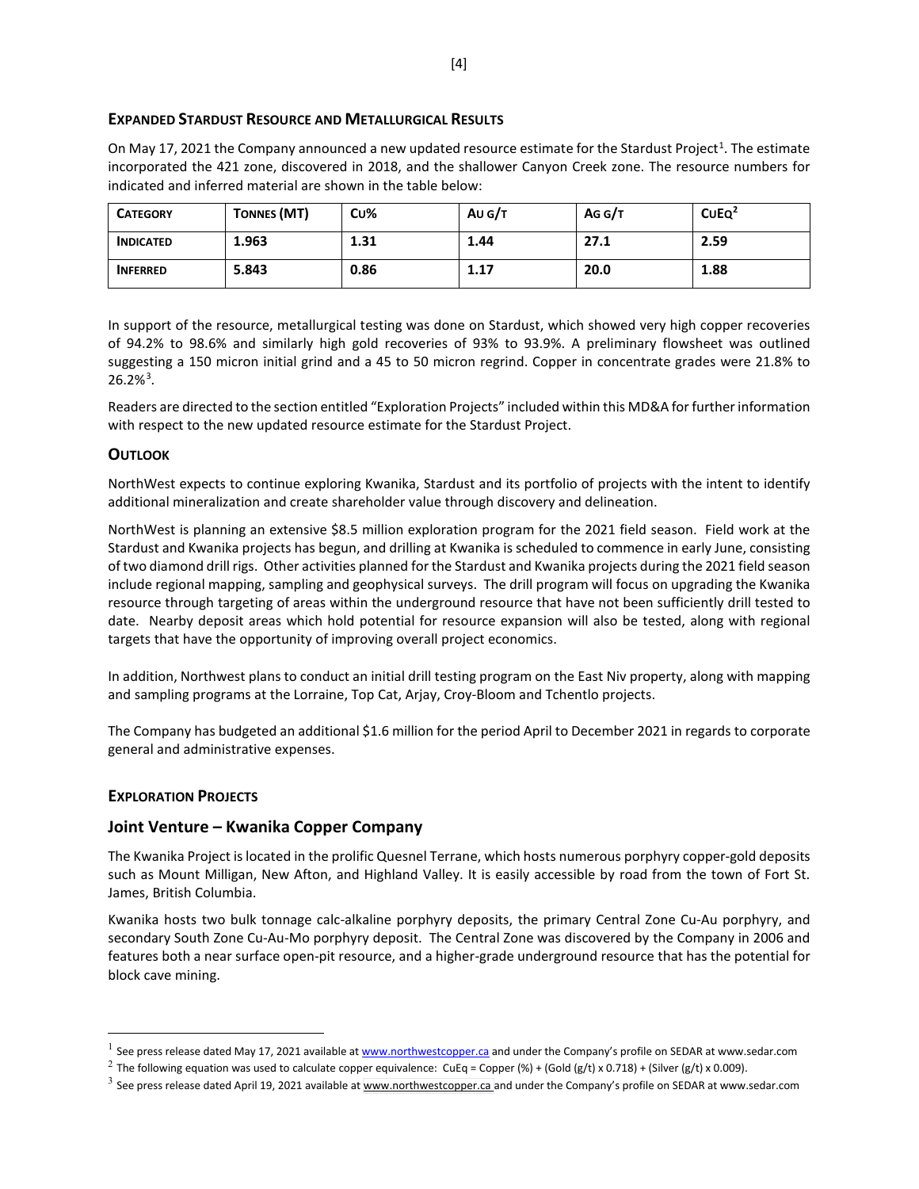## Expanded Stardust Resource and Metallurgical Results

On May 17, 2021 the Company announced a new updated resource estimate for the Stardust Project[1]. The estimate incorporated the 421 zone, discovered in 2018, and the shallower Canyon Creek zone. The resource numbers for indicated and inferred material are shown in the table below:

| Category | Tonnes (MT) | Cu% | Au g/t | Ag g/t | CuEq[2] |
|---|---|---|---|---|---|
| **Indicated** | **1.963** | **1.31** | **1.44** | **27.1** | **2.59** |
| **Inferred** | **5.843** | **0.86** | **1.17** | **20.0** | **1.88** |

In support of the resource, metallurgical testing was done on Stardust, which showed very high copper recoveries of 94.2% to 98.6% and similarly high gold recoveries of 93% to 93.9%. A preliminary flowsheet was outlined suggesting a 150 micron initial grind and a 45 to 50 micron regrind. Copper in concentrate grades were 21.8% to 26.2%[3].

Readers are directed to the section entitled "Exploration Projects" included within this MD&A for further information with respect to the new updated resource estimate for the Stardust Project.

## Outlook

NorthWest expects to continue exploring Kwanika, Stardust and its portfolio of projects with the intent to identify additional mineralization and create shareholder value through discovery and delineation.

NorthWest is planning an extensive $8.5 million exploration program for the 2021 field season. Field work at the Stardust and Kwanika projects has begun, and drilling at Kwanika is scheduled to commence in early June, consisting of two diamond drill rigs. Other activities planned for the Stardust and Kwanika projects during the 2021 field season include regional mapping, sampling and geophysical surveys. The drill program will focus on upgrading the Kwanika resource through targeting of areas within the underground resource that have not been sufficiently drill tested to date. Nearby deposit areas which hold potential for resource expansion will also be tested, along with regional targets that have the opportunity of improving overall project economics.

In addition, Northwest plans to conduct an initial drill testing program on the East Niv property, along with mapping and sampling programs at the Lorraine, Top Cat, Arjay, Croy-Bloom and Tchentlo projects.

The Company has budgeted an additional $1.6 million for the period April to December 2021 in regards to corporate general and administrative expenses.

## Exploration Projects

### Joint Venture – Kwanika Copper Company

The Kwanika Project is located in the prolific Quesnel Terrane, which hosts numerous porphyry copper-gold deposits such as Mount Milligan, New Afton, and Highland Valley. It is easily accessible by road from the town of Fort St. James, British Columbia.

Kwanika hosts two bulk tonnage calc-alkaline porphyry deposits, the primary Central Zone Cu-Au porphyry, and secondary South Zone Cu-Au-Mo porphyry deposit. The Central Zone was discovered by the Company in 2006 and features both a near surface open-pit resource, and a higher-grade underground resource that has the potential for block cave mining.

---

[1] See press release dated May 17, 2021 available at www.northwestcopper.ca and under the Company's profile on SEDAR at www.sedar.com

[2] The following equation was used to calculate copper equivalence: CuEq = Copper (%) + (Gold (g/t) x 0.718) + (Silver (g/t) x 0.009).

[3] See press release dated April 19, 2021 available at www.northwestcopper.ca and under the Company's profile on SEDAR at www.sedar.com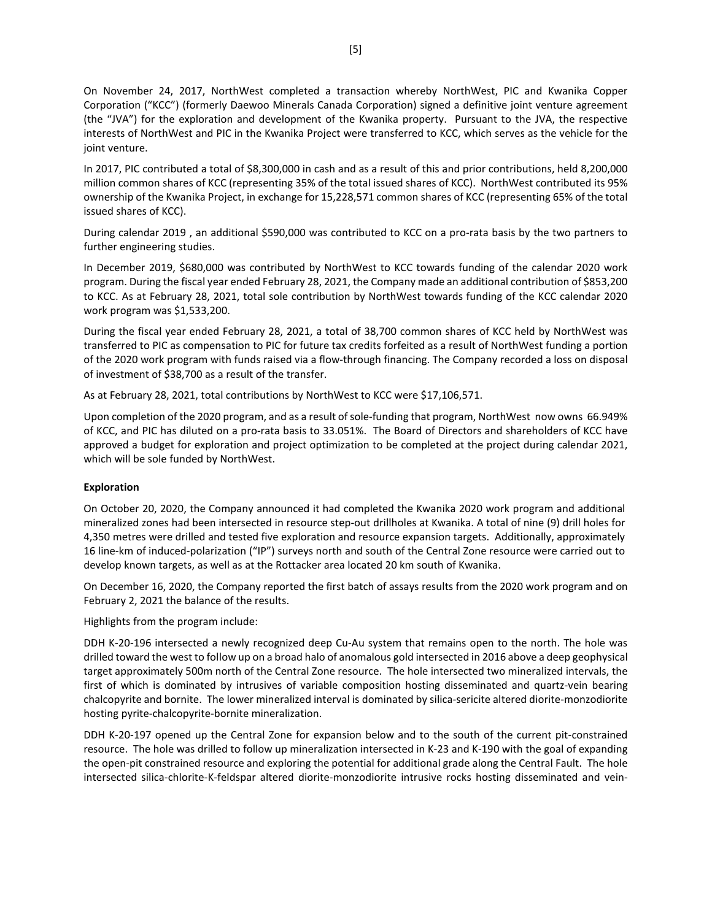On November 24, 2017, NorthWest completed a transaction whereby NorthWest, PIC and Kwanika Copper Corporation ("KCC") (formerly Daewoo Minerals Canada Corporation) signed a definitive joint venture agreement (the "JVA") for the exploration and development of the Kwanika property. Pursuant to the JVA, the respective interests of NorthWest and PIC in the Kwanika Project were transferred to KCC, which serves as the vehicle for the joint venture.

In 2017, PIC contributed a total of $8,300,000 in cash and as a result of this and prior contributions, held 8,200,000 million common shares of KCC (representing 35% of the total issued shares of KCC). NorthWest contributed its 95% ownership of the Kwanika Project, in exchange for 15,228,571 common shares of KCC (representing 65% of the total issued shares of KCC).

During calendar 2019 , an additional $590,000 was contributed to KCC on a pro-rata basis by the two partners to further engineering studies.

In December 2019, $680,000 was contributed by NorthWest to KCC towards funding of the calendar 2020 work program. During the fiscal year ended February 28, 2021, the Company made an additional contribution of $853,200 to KCC. As at February 28, 2021, total sole contribution by NorthWest towards funding of the KCC calendar 2020 work program was $1,533,200.

During the fiscal year ended February 28, 2021, a total of 38,700 common shares of KCC held by NorthWest was transferred to PIC as compensation to PIC for future tax credits forfeited as a result of NorthWest funding a portion of the 2020 work program with funds raised via a flow-through financing. The Company recorded a loss on disposal of investment of $38,700 as a result of the transfer.

As at February 28, 2021, total contributions by NorthWest to KCC were $17,106,571.

Upon completion of the 2020 program, and as a result of sole-funding that program, NorthWest now owns 66.949% of KCC, and PIC has diluted on a pro-rata basis to 33.051%. The Board of Directors and shareholders of KCC have approved a budget for exploration and project optimization to be completed at the project during calendar 2021, which will be sole funded by NorthWest.

**Exploration**

On October 20, 2020, the Company announced it had completed the Kwanika 2020 work program and additional mineralized zones had been intersected in resource step-out drillholes at Kwanika. A total of nine (9) drill holes for 4,350 metres were drilled and tested five exploration and resource expansion targets. Additionally, approximately 16 line-km of induced-polarization ("IP") surveys north and south of the Central Zone resource were carried out to develop known targets, as well as at the Rottacker area located 20 km south of Kwanika.

On December 16, 2020, the Company reported the first batch of assays results from the 2020 work program and on February 2, 2021 the balance of the results.

Highlights from the program include:

DDH K-20-196 intersected a newly recognized deep Cu-Au system that remains open to the north. The hole was drilled toward the west to follow up on a broad halo of anomalous gold intersected in 2016 above a deep geophysical target approximately 500m north of the Central Zone resource. The hole intersected two mineralized intervals, the first of which is dominated by intrusives of variable composition hosting disseminated and quartz-vein bearing chalcopyrite and bornite. The lower mineralized interval is dominated by silica-sericite altered diorite-monzodiorite hosting pyrite-chalcopyrite-bornite mineralization.

DDH K-20-197 opened up the Central Zone for expansion below and to the south of the current pit-constrained resource. The hole was drilled to follow up mineralization intersected in K-23 and K-190 with the goal of expanding the open-pit constrained resource and exploring the potential for additional grade along the Central Fault. The hole intersected silica-chlorite-K-feldspar altered diorite-monzodiorite intrusive rocks hosting disseminated and vein-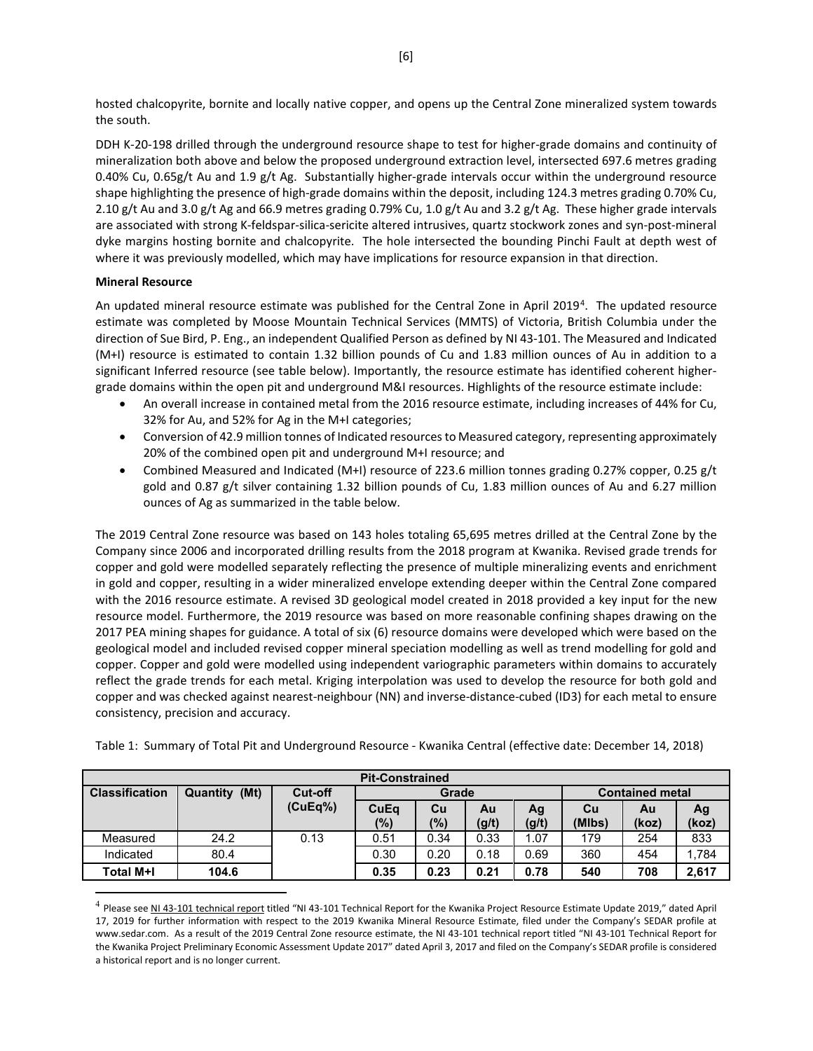hosted chalcopyrite, bornite and locally native copper, and opens up the Central Zone mineralized system towards the south.

DDH K-20-198 drilled through the underground resource shape to test for higher-grade domains and continuity of mineralization both above and below the proposed underground extraction level, intersected 697.6 metres grading 0.40% Cu, 0.65g/t Au and 1.9 g/t Ag. Substantially higher-grade intervals occur within the underground resource shape highlighting the presence of high-grade domains within the deposit, including 124.3 metres grading 0.70% Cu, 2.10 g/t Au and 3.0 g/t Ag and 66.9 metres grading 0.79% Cu, 1.0 g/t Au and 3.2 g/t Ag. These higher grade intervals are associated with strong K-feldspar-silica-sericite altered intrusives, quartz stockwork zones and syn-post-mineral dyke margins hosting bornite and chalcopyrite. The hole intersected the bounding Pinchi Fault at depth west of where it was previously modelled, which may have implications for resource expansion in that direction.

**Mineral Resource**

An updated mineral resource estimate was published for the Central Zone in April 2019[4]. The updated resource estimate was completed by Moose Mountain Technical Services (MMTS) of Victoria, British Columbia under the direction of Sue Bird, P. Eng., an independent Qualified Person as defined by NI 43-101. The Measured and Indicated (M+I) resource is estimated to contain 1.32 billion pounds of Cu and 1.83 million ounces of Au in addition to a significant Inferred resource (see table below). Importantly, the resource estimate has identified coherent higher-grade domains within the open pit and underground M&I resources. Highlights of the resource estimate include:

- An overall increase in contained metal from the 2016 resource estimate, including increases of 44% for Cu, 32% for Au, and 52% for Ag in the M+I categories;
- Conversion of 42.9 million tonnes of Indicated resources to Measured category, representing approximately 20% of the combined open pit and underground M+I resource; and
- Combined Measured and Indicated (M+I) resource of 223.6 million tonnes grading 0.27% copper, 0.25 g/t gold and 0.87 g/t silver containing 1.32 billion pounds of Cu, 1.83 million ounces of Au and 6.27 million ounces of Ag as summarized in the table below.

The 2019 Central Zone resource was based on 143 holes totaling 65,695 metres drilled at the Central Zone by the Company since 2006 and incorporated drilling results from the 2018 program at Kwanika. Revised grade trends for copper and gold were modelled separately reflecting the presence of multiple mineralizing events and enrichment in gold and copper, resulting in a wider mineralized envelope extending deeper within the Central Zone compared with the 2016 resource estimate. A revised 3D geological model created in 2018 provided a key input for the new resource model. Furthermore, the 2019 resource was based on more reasonable confining shapes drawing on the 2017 PEA mining shapes for guidance. A total of six (6) resource domains were developed which were based on the geological model and included revised copper mineral speciation modelling as well as trend modelling for gold and copper. Copper and gold were modelled using independent variographic parameters within domains to accurately reflect the grade trends for each metal. Kriging interpolation was used to develop the resource for both gold and copper and was checked against nearest-neighbour (NN) and inverse-distance-cubed (ID3) for each metal to ensure consistency, precision and accuracy.

Table 1: Summary of Total Pit and Underground Resource - Kwanika Central (effective date: December 14, 2018)

| Pit-Constrained | | | | | | | | | |
|---|---|---|---|---|---|---|---|---|---|
| **Classification** | **Quantity (Mt)** | **Cut-off (CuEq%)** | **Grade** | | | | **Contained metal** | | |
| | | | **CuEq (%)** | **Cu (%)** | **Au (g/t)** | **Ag (g/t)** | **Cu (Mlbs)** | **Au (koz)** | **Ag (koz)** |
| Measured | 24.2 | 0.13 | 0.51 | 0.34 | 0.33 | 1.07 | 179 | 254 | 833 |
| Indicated | 80.4 | | 0.30 | 0.20 | 0.18 | 0.69 | 360 | 454 | 1,784 |
| **Total M+I** | **104.6** | | **0.35** | **0.23** | **0.21** | **0.78** | **540** | **708** | **2,617** |

[4] Please see NI 43-101 technical report titled "NI 43-101 Technical Report for the Kwanika Project Resource Estimate Update 2019," dated April 17, 2019 for further information with respect to the 2019 Kwanika Mineral Resource Estimate, filed under the Company's SEDAR profile at www.sedar.com. As a result of the 2019 Central Zone resource estimate, the NI 43-101 technical report titled "NI 43-101 Technical Report for the Kwanika Project Preliminary Economic Assessment Update 2017" dated April 3, 2017 and filed on the Company's SEDAR profile is considered a historical report and is no longer current.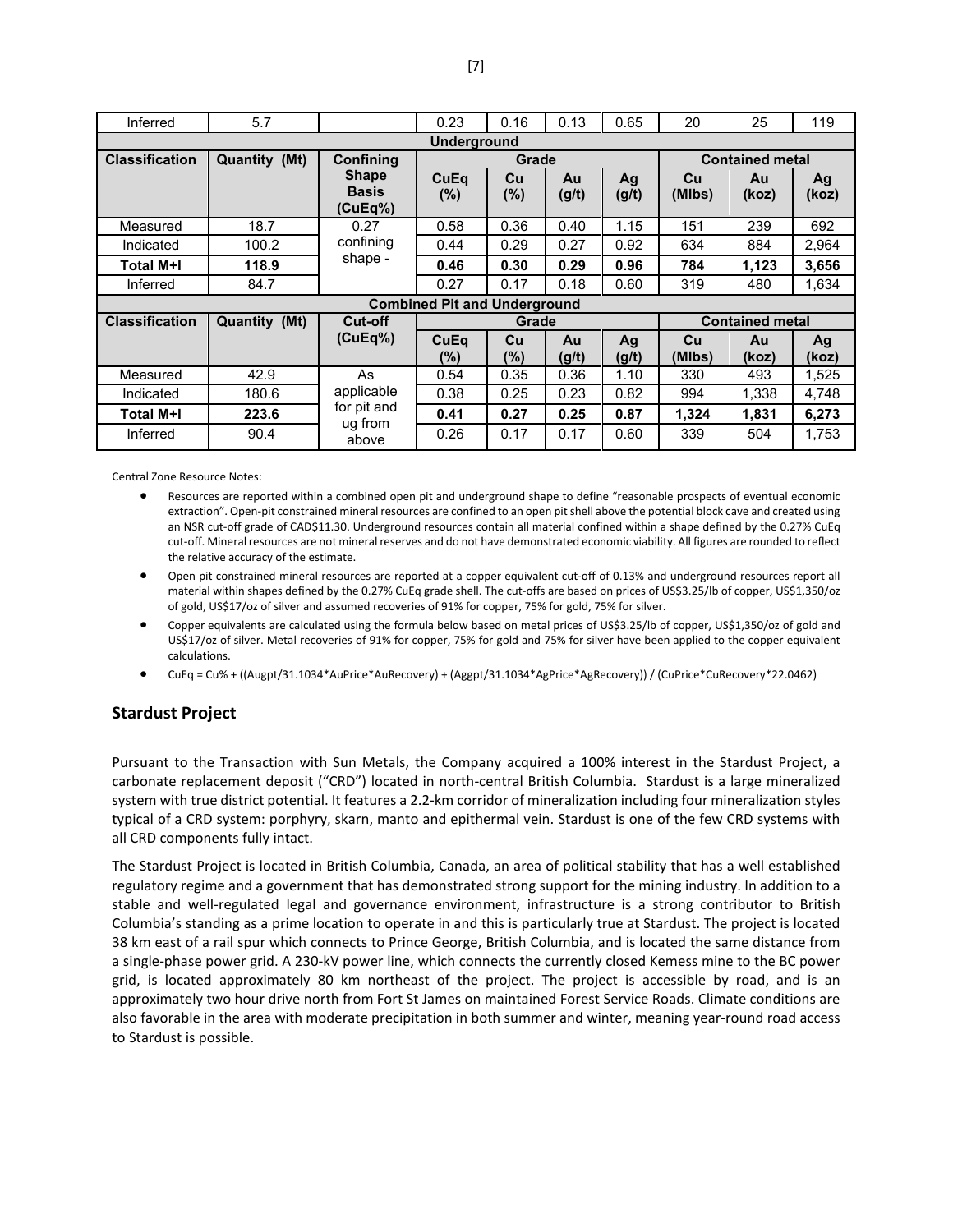| Inferred | 5.7 | | 0.23 | 0.16 | 0.13 | 0.65 | 20 | 25 | 119 |
|---|---|---|---|---|---|---|---|---|---|
| **Underground** | | | | | | | | | |
| **Classification** | **Quantity (Mt)** | **Confining Shape Basis (CuEq%)** | **Grade** | | | | **Contained metal** | | |
| | | | **CuEq (%)** | **Cu (%)** | **Au (g/t)** | **Ag (g/t)** | **Cu (Mlbs)** | **Au (koz)** | **Ag (koz)** |
| Measured | 18.7 | 0.27 confining shape - | 0.58 | 0.36 | 0.40 | 1.15 | 151 | 239 | 692 |
| Indicated | 100.2 | | 0.44 | 0.29 | 0.27 | 0.92 | 634 | 884 | 2,964 |
| **Total M+I** | **118.9** | | **0.46** | **0.30** | **0.29** | **0.96** | **784** | **1,123** | **3,656** |
| Inferred | 84.7 | | 0.27 | 0.17 | 0.18 | 0.60 | 319 | 480 | 1,634 |
| **Combined Pit and Underground** | | | | | | | | | |
| **Classification** | **Quantity (Mt)** | **Cut-off (CuEq%)** | **Grade** | | | | **Contained metal** | | |
| | | | **CuEq (%)** | **Cu (%)** | **Au (g/t)** | **Ag (g/t)** | **Cu (Mlbs)** | **Au (koz)** | **Ag (koz)** |
| Measured | 42.9 | As applicable for pit and ug from above | 0.54 | 0.35 | 0.36 | 1.10 | 330 | 493 | 1,525 |
| Indicated | 180.6 | | 0.38 | 0.25 | 0.23 | 0.82 | 994 | 1,338 | 4,748 |
| **Total M+I** | **223.6** | | **0.41** | **0.27** | **0.25** | **0.87** | **1,324** | **1,831** | **6,273** |
| Inferred | 90.4 | | 0.26 | 0.17 | 0.17 | 0.60 | 339 | 504 | 1,753 |

Central Zone Resource Notes:

- Resources are reported within a combined open pit and underground shape to define "reasonable prospects of eventual economic extraction". Open-pit constrained mineral resources are confined to an open pit shell above the potential block cave and created using an NSR cut-off grade of CAD$11.30. Underground resources contain all material confined within a shape defined by the 0.27% CuEq cut-off. Mineral resources are not mineral reserves and do not have demonstrated economic viability. All figures are rounded to reflect the relative accuracy of the estimate.
- Open pit constrained mineral resources are reported at a copper equivalent cut-off of 0.13% and underground resources report all material within shapes defined by the 0.27% CuEq grade shell. The cut-offs are based on prices of US$3.25/lb of copper, US$1,350/oz of gold, US$17/oz of silver and assumed recoveries of 91% for copper, 75% for gold, 75% for silver.
- Copper equivalents are calculated using the formula below based on metal prices of US$3.25/lb of copper, US$1,350/oz of gold and US$17/oz of silver. Metal recoveries of 91% for copper, 75% for gold and 75% for silver have been applied to the copper equivalent calculations.
- CuEq = Cu% + ((Augpt/31.1034*AuPrice*AuRecovery) + (Aggpt/31.1034*AgPrice*AgRecovery)) / (CuPrice*CuRecovery*22.0462)

## Stardust Project

Pursuant to the Transaction with Sun Metals, the Company acquired a 100% interest in the Stardust Project, a carbonate replacement deposit ("CRD") located in north-central British Columbia. Stardust is a large mineralized system with true district potential. It features a 2.2-km corridor of mineralization including four mineralization styles typical of a CRD system: porphyry, skarn, manto and epithermal vein. Stardust is one of the few CRD systems with all CRD components fully intact.

The Stardust Project is located in British Columbia, Canada, an area of political stability that has a well established regulatory regime and a government that has demonstrated strong support for the mining industry. In addition to a stable and well-regulated legal and governance environment, infrastructure is a strong contributor to British Columbia's standing as a prime location to operate in and this is particularly true at Stardust. The project is located 38 km east of a rail spur which connects to Prince George, British Columbia, and is located the same distance from a single-phase power grid. A 230-kV power line, which connects the currently closed Kemess mine to the BC power grid, is located approximately 80 km northeast of the project. The project is accessible by road, and is an approximately two hour drive north from Fort St James on maintained Forest Service Roads. Climate conditions are also favorable in the area with moderate precipitation in both summer and winter, meaning year-round road access to Stardust is possible.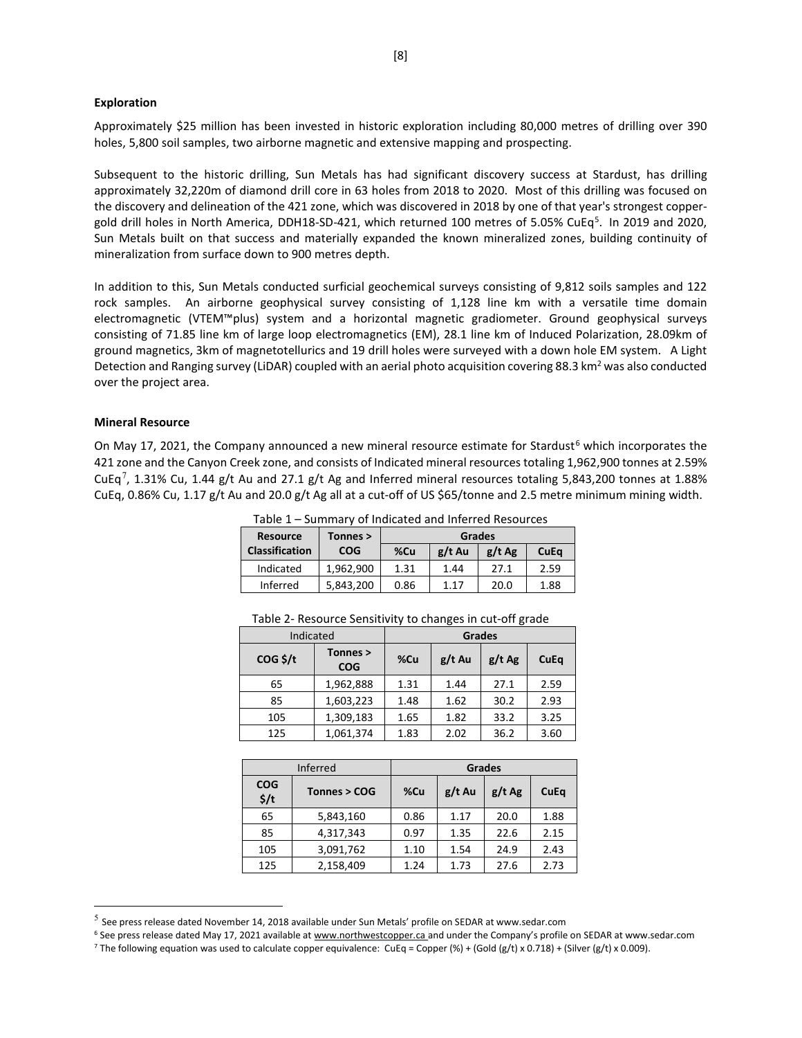**Exploration**

Approximately $25 million has been invested in historic exploration including 80,000 metres of drilling over 390 holes, 5,800 soil samples, two airborne magnetic and extensive mapping and prospecting.

Subsequent to the historic drilling, Sun Metals has had significant discovery success at Stardust, has drilling approximately 32,220m of diamond drill core in 63 holes from 2018 to 2020. Most of this drilling was focused on the discovery and delineation of the 421 zone, which was discovered in 2018 by one of that year's strongest copper-gold drill holes in North America, DDH18-SD-421, which returned 100 metres of 5.05% CuEq[5]. In 2019 and 2020, Sun Metals built on that success and materially expanded the known mineralized zones, building continuity of mineralization from surface down to 900 metres depth.

In addition to this, Sun Metals conducted surficial geochemical surveys consisting of 9,812 soils samples and 122 rock samples. An airborne geophysical survey consisting of 1,128 line km with a versatile time domain electromagnetic (VTEM™plus) system and a horizontal magnetic gradiometer. Ground geophysical surveys consisting of 71.85 line km of large loop electromagnetics (EM), 28.1 line km of Induced Polarization, 28.09km of ground magnetics, 3km of magnetotellurics and 19 drill holes were surveyed with a down hole EM system. A Light Detection and Ranging survey (LiDAR) coupled with an aerial photo acquisition covering 88.3 km$^2$ was also conducted over the project area.

**Mineral Resource**

On May 17, 2021, the Company announced a new mineral resource estimate for Stardust[6] which incorporates the 421 zone and the Canyon Creek zone, and consists of Indicated mineral resources totaling 1,962,900 tonnes at 2.59% CuEq[7], 1.31% Cu, 1.44 g/t Au and 27.1 g/t Ag and Inferred mineral resources totaling 5,843,200 tonnes at 1.88% CuEq, 0.86% Cu, 1.17 g/t Au and 20.0 g/t Ag all at a cut-off of US $65/tonne and 2.5 metre minimum mining width.

Table 1 – Summary of Indicated and Inferred Resources

| Resource Classification | Tonnes > COG | Grades | | | |
|---|---|---|---|---|---|
| | | %Cu | g/t Au | g/t Ag | CuEq |
| Indicated | 1,962,900 | 1.31 | 1.44 | 27.1 | 2.59 |
| Inferred | 5,843,200 | 0.86 | 1.17 | 20.0 | 1.88 |

Table 2- Resource Sensitivity to changes in cut-off grade

| Indicated | | Grades | | | |
|---|---|---|---|---|---|
| COG $/t | Tonnes > COG | %Cu | g/t Au | g/t Ag | CuEq |
| 65 | 1,962,888 | 1.31 | 1.44 | 27.1 | 2.59 |
| 85 | 1,603,223 | 1.48 | 1.62 | 30.2 | 2.93 |
| 105 | 1,309,183 | 1.65 | 1.82 | 33.2 | 3.25 |
| 125 | 1,061,374 | 1.83 | 2.02 | 36.2 | 3.60 |

| Inferred | | Grades | | | |
|---|---|---|---|---|---|
| COG $/t | Tonnes > COG | %Cu | g/t Au | g/t Ag | CuEq |
| 65 | 5,843,160 | 0.86 | 1.17 | 20.0 | 1.88 |
| 85 | 4,317,343 | 0.97 | 1.35 | 22.6 | 2.15 |
| 105 | 3,091,762 | 1.10 | 1.54 | 24.9 | 2.43 |
| 125 | 2,158,409 | 1.24 | 1.73 | 27.6 | 2.73 |

[5] See press release dated November 14, 2018 available under Sun Metals' profile on SEDAR at www.sedar.com

[6] See press release dated May 17, 2021 available at www.northwestcopper.ca and under the Company's profile on SEDAR at www.sedar.com

[7] The following equation was used to calculate copper equivalence: CuEq = Copper (%) + (Gold (g/t) x 0.718) + (Silver (g/t) x 0.009).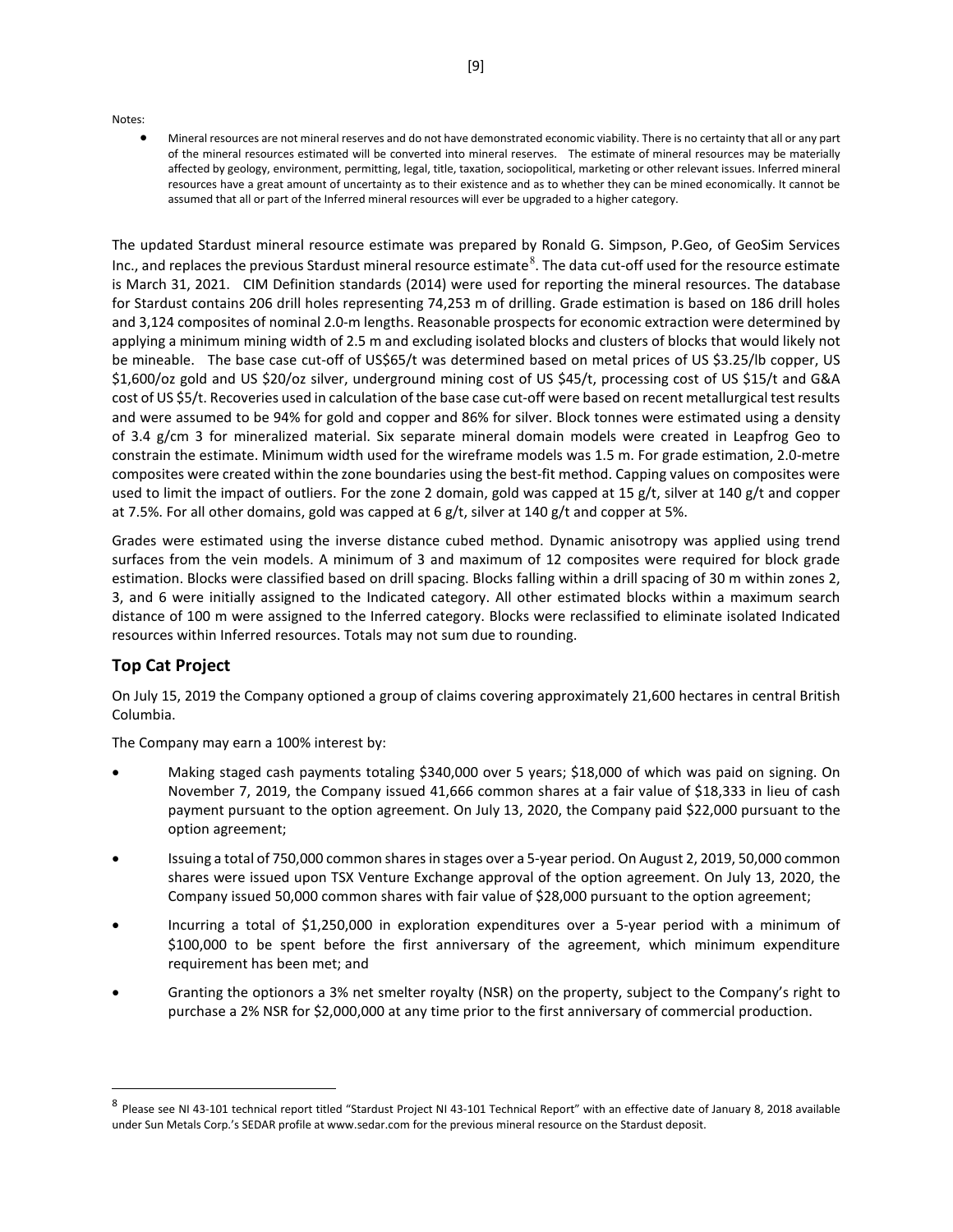Notes:

- Mineral resources are not mineral reserves and do not have demonstrated economic viability. There is no certainty that all or any part of the mineral resources estimated will be converted into mineral reserves. The estimate of mineral resources may be materially affected by geology, environment, permitting, legal, title, taxation, sociopolitical, marketing or other relevant issues. Inferred mineral resources have a great amount of uncertainty as to their existence and as to whether they can be mined economically. It cannot be assumed that all or part of the Inferred mineral resources will ever be upgraded to a higher category.

The updated Stardust mineral resource estimate was prepared by Ronald G. Simpson, P.Geo, of GeoSim Services Inc., and replaces the previous Stardust mineral resource estimate[8]. The data cut-off used for the resource estimate is March 31, 2021. CIM Definition standards (2014) were used for reporting the mineral resources. The database for Stardust contains 206 drill holes representing 74,253 m of drilling. Grade estimation is based on 186 drill holes and 3,124 composites of nominal 2.0-m lengths. Reasonable prospects for economic extraction were determined by applying a minimum mining width of 2.5 m and excluding isolated blocks and clusters of blocks that would likely not be mineable. The base case cut-off of US$65/t was determined based on metal prices of US $3.25/lb copper, US $1,600/oz gold and US $20/oz silver, underground mining cost of US $45/t, processing cost of US $15/t and G&A cost of US $5/t. Recoveries used in calculation of the base case cut-off were based on recent metallurgical test results and were assumed to be 94% for gold and copper and 86% for silver. Block tonnes were estimated using a density of 3.4 g/cm 3 for mineralized material. Six separate mineral domain models were created in Leapfrog Geo to constrain the estimate. Minimum width used for the wireframe models was 1.5 m. For grade estimation, 2.0-metre composites were created within the zone boundaries using the best-fit method. Capping values on composites were used to limit the impact of outliers. For the zone 2 domain, gold was capped at 15 g/t, silver at 140 g/t and copper at 7.5%. For all other domains, gold was capped at 6 g/t, silver at 140 g/t and copper at 5%.

Grades were estimated using the inverse distance cubed method. Dynamic anisotropy was applied using trend surfaces from the vein models. A minimum of 3 and maximum of 12 composites were required for block grade estimation. Blocks were classified based on drill spacing. Blocks falling within a drill spacing of 30 m within zones 2, 3, and 6 were initially assigned to the Indicated category. All other estimated blocks within a maximum search distance of 100 m were assigned to the Inferred category. Blocks were reclassified to eliminate isolated Indicated resources within Inferred resources. Totals may not sum due to rounding.

## Top Cat Project

On July 15, 2019 the Company optioned a group of claims covering approximately 21,600 hectares in central British Columbia.

The Company may earn a 100% interest by:

- Making staged cash payments totaling $340,000 over 5 years; $18,000 of which was paid on signing. On November 7, 2019, the Company issued 41,666 common shares at a fair value of $18,333 in lieu of cash payment pursuant to the option agreement. On July 13, 2020, the Company paid $22,000 pursuant to the option agreement;
- Issuing a total of 750,000 common shares in stages over a 5-year period. On August 2, 2019, 50,000 common shares were issued upon TSX Venture Exchange approval of the option agreement. On July 13, 2020, the Company issued 50,000 common shares with fair value of $28,000 pursuant to the option agreement;
- Incurring a total of $1,250,000 in exploration expenditures over a 5-year period with a minimum of $100,000 to be spent before the first anniversary of the agreement, which minimum expenditure requirement has been met; and
- Granting the optionors a 3% net smelter royalty (NSR) on the property, subject to the Company's right to purchase a 2% NSR for $2,000,000 at any time prior to the first anniversary of commercial production.

[8] Please see NI 43-101 technical report titled "Stardust Project NI 43-101 Technical Report" with an effective date of January 8, 2018 available under Sun Metals Corp.'s SEDAR profile at www.sedar.com for the previous mineral resource on the Stardust deposit.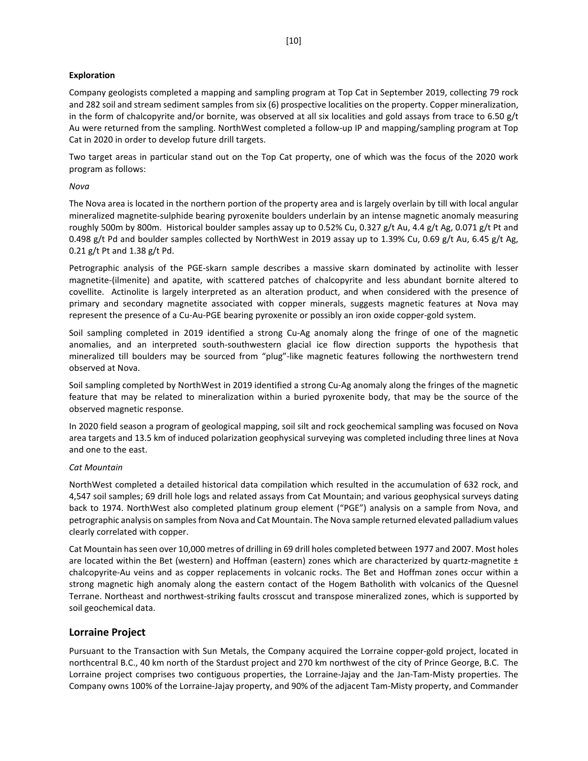**Exploration**

Company geologists completed a mapping and sampling program at Top Cat in September 2019, collecting 79 rock and 282 soil and stream sediment samples from six (6) prospective localities on the property. Copper mineralization, in the form of chalcopyrite and/or bornite, was observed at all six localities and gold assays from trace to 6.50 g/t Au were returned from the sampling. NorthWest completed a follow-up IP and mapping/sampling program at Top Cat in 2020 in order to develop future drill targets.

Two target areas in particular stand out on the Top Cat property, one of which was the focus of the 2020 work program as follows:

*Nova*

The Nova area is located in the northern portion of the property area and is largely overlain by till with local angular mineralized magnetite-sulphide bearing pyroxenite boulders underlain by an intense magnetic anomaly measuring roughly 500m by 800m. Historical boulder samples assay up to 0.52% Cu, 0.327 g/t Au, 4.4 g/t Ag, 0.071 g/t Pt and 0.498 g/t Pd and boulder samples collected by NorthWest in 2019 assay up to 1.39% Cu, 0.69 g/t Au, 6.45 g/t Ag, 0.21 g/t Pt and 1.38 g/t Pd.

Petrographic analysis of the PGE-skarn sample describes a massive skarn dominated by actinolite with lesser magnetite-(ilmenite) and apatite, with scattered patches of chalcopyrite and less abundant bornite altered to covellite. Actinolite is largely interpreted as an alteration product, and when considered with the presence of primary and secondary magnetite associated with copper minerals, suggests magnetic features at Nova may represent the presence of a Cu-Au-PGE bearing pyroxenite or possibly an iron oxide copper-gold system.

Soil sampling completed in 2019 identified a strong Cu-Ag anomaly along the fringe of one of the magnetic anomalies, and an interpreted south-southwestern glacial ice flow direction supports the hypothesis that mineralized till boulders may be sourced from "plug"-like magnetic features following the northwestern trend observed at Nova.

Soil sampling completed by NorthWest in 2019 identified a strong Cu-Ag anomaly along the fringes of the magnetic feature that may be related to mineralization within a buried pyroxenite body, that may be the source of the observed magnetic response.

In 2020 field season a program of geological mapping, soil silt and rock geochemical sampling was focused on Nova area targets and 13.5 km of induced polarization geophysical surveying was completed including three lines at Nova and one to the east.

*Cat Mountain*

NorthWest completed a detailed historical data compilation which resulted in the accumulation of 632 rock, and 4,547 soil samples; 69 drill hole logs and related assays from Cat Mountain; and various geophysical surveys dating back to 1974. NorthWest also completed platinum group element ("PGE") analysis on a sample from Nova, and petrographic analysis on samples from Nova and Cat Mountain. The Nova sample returned elevated palladium values clearly correlated with copper.

Cat Mountain has seen over 10,000 metres of drilling in 69 drill holes completed between 1977 and 2007. Most holes are located within the Bet (western) and Hoffman (eastern) zones which are characterized by quartz-magnetite ± chalcopyrite-Au veins and as copper replacements in volcanic rocks. The Bet and Hoffman zones occur within a strong magnetic high anomaly along the eastern contact of the Hogem Batholith with volcanics of the Quesnel Terrane. Northeast and northwest-striking faults crosscut and transpose mineralized zones, which is supported by soil geochemical data.

## Lorraine Project

Pursuant to the Transaction with Sun Metals, the Company acquired the Lorraine copper-gold project, located in northcentral B.C., 40 km north of the Stardust project and 270 km northwest of the city of Prince George, B.C. The Lorraine project comprises two contiguous properties, the Lorraine-Jajay and the Jan-Tam-Misty properties. The Company owns 100% of the Lorraine-Jajay property, and 90% of the adjacent Tam-Misty property, and Commander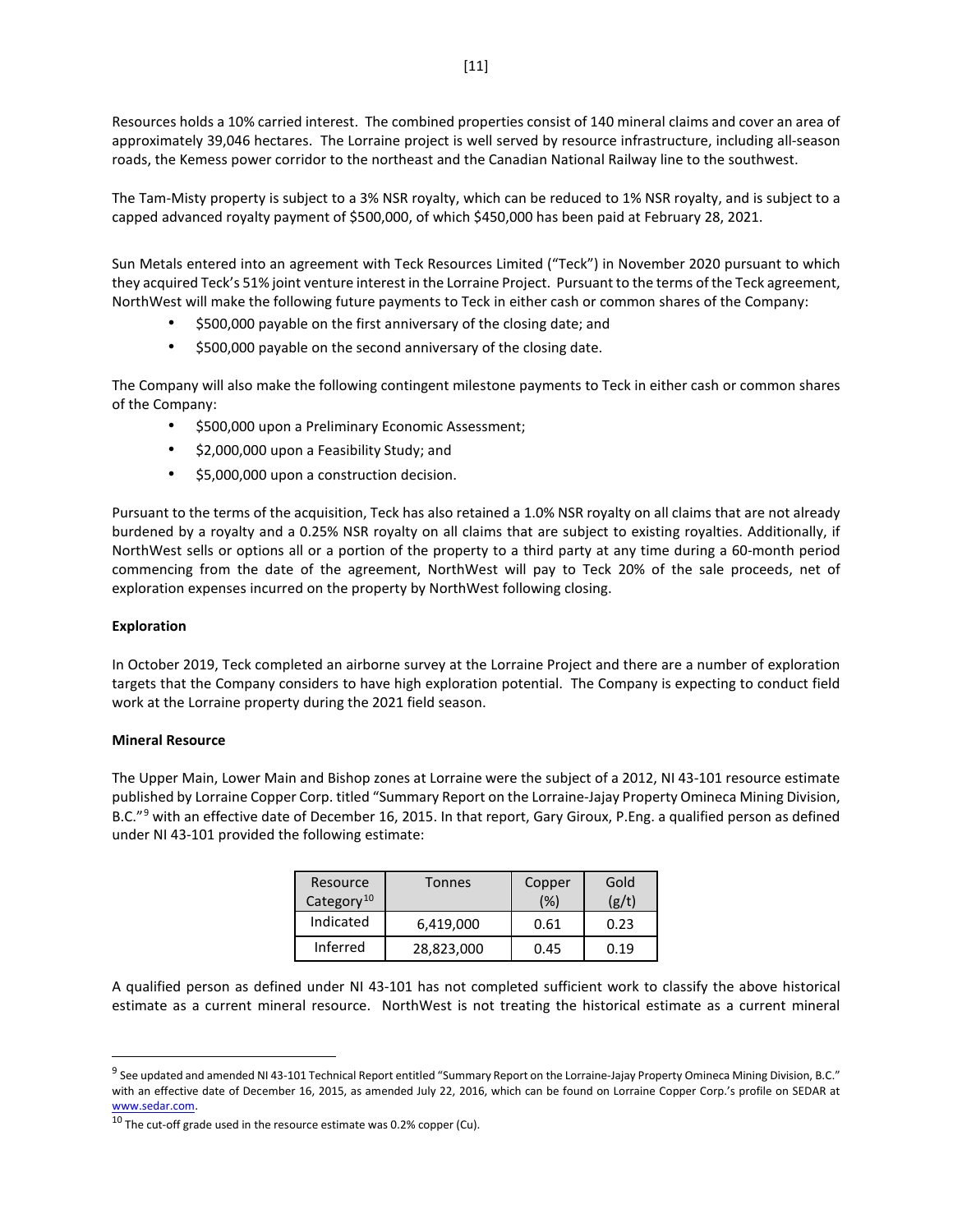Resources holds a 10% carried interest. The combined properties consist of 140 mineral claims and cover an area of approximately 39,046 hectares. The Lorraine project is well served by resource infrastructure, including all-season roads, the Kemess power corridor to the northeast and the Canadian National Railway line to the southwest.

The Tam-Misty property is subject to a 3% NSR royalty, which can be reduced to 1% NSR royalty, and is subject to a capped advanced royalty payment of $500,000, of which $450,000 has been paid at February 28, 2021.

Sun Metals entered into an agreement with Teck Resources Limited ("Teck") in November 2020 pursuant to which they acquired Teck's 51% joint venture interest in the Lorraine Project. Pursuant to the terms of the Teck agreement, NorthWest will make the following future payments to Teck in either cash or common shares of the Company:

- $500,000 payable on the first anniversary of the closing date; and
- $500,000 payable on the second anniversary of the closing date.

The Company will also make the following contingent milestone payments to Teck in either cash or common shares of the Company:

- $500,000 upon a Preliminary Economic Assessment;
- $2,000,000 upon a Feasibility Study; and
- $5,000,000 upon a construction decision.

Pursuant to the terms of the acquisition, Teck has also retained a 1.0% NSR royalty on all claims that are not already burdened by a royalty and a 0.25% NSR royalty on all claims that are subject to existing royalties. Additionally, if NorthWest sells or options all or a portion of the property to a third party at any time during a 60-month period commencing from the date of the agreement, NorthWest will pay to Teck 20% of the sale proceeds, net of exploration expenses incurred on the property by NorthWest following closing.

**Exploration**

In October 2019, Teck completed an airborne survey at the Lorraine Project and there are a number of exploration targets that the Company considers to have high exploration potential. The Company is expecting to conduct field work at the Lorraine property during the 2021 field season.

**Mineral Resource**

The Upper Main, Lower Main and Bishop zones at Lorraine were the subject of a 2012, NI 43-101 resource estimate published by Lorraine Copper Corp. titled "Summary Report on the Lorraine-Jajay Property Omineca Mining Division, B.C."[9] with an effective date of December 16, 2015. In that report, Gary Giroux, P.Eng. a qualified person as defined under NI 43-101 provided the following estimate:

| Resource Category[10] | Tonnes | Copper (%) | Gold (g/t) |
|---|---|---|---|
| Indicated | 6,419,000 | 0.61 | 0.23 |
| Inferred | 28,823,000 | 0.45 | 0.19 |

A qualified person as defined under NI 43-101 has not completed sufficient work to classify the above historical estimate as a current mineral resource. NorthWest is not treating the historical estimate as a current mineral

[9] See updated and amended NI 43-101 Technical Report entitled "Summary Report on the Lorraine-Jajay Property Omineca Mining Division, B.C." with an effective date of December 16, 2015, as amended July 22, 2016, which can be found on Lorraine Copper Corp.'s profile on SEDAR at www.sedar.com.

[10] The cut-off grade used in the resource estimate was 0.2% copper (Cu).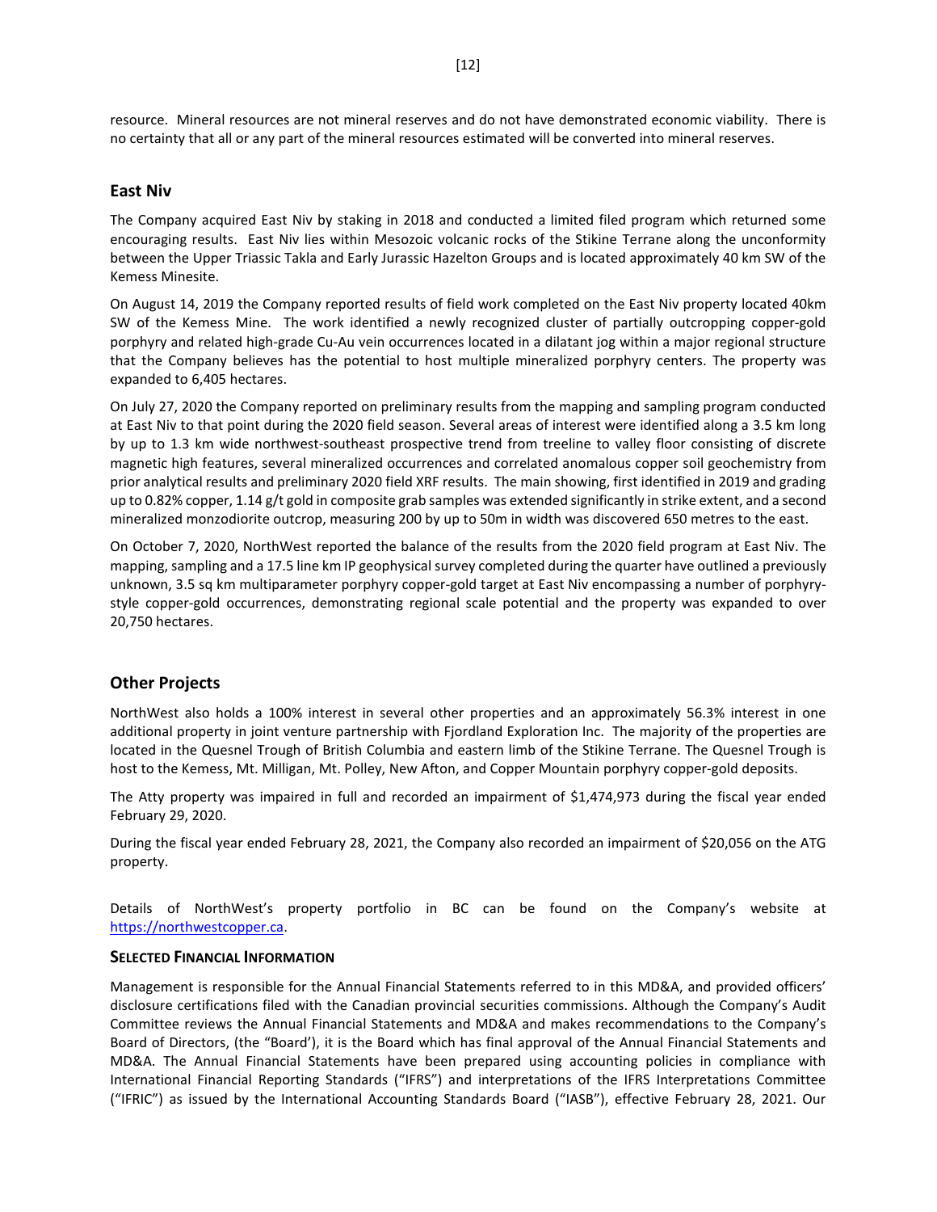resource. Mineral resources are not mineral reserves and do not have demonstrated economic viability. There is no certainty that all or any part of the mineral resources estimated will be converted into mineral reserves.

## East Niv

The Company acquired East Niv by staking in 2018 and conducted a limited filed program which returned some encouraging results. East Niv lies within Mesozoic volcanic rocks of the Stikine Terrane along the unconformity between the Upper Triassic Takla and Early Jurassic Hazelton Groups and is located approximately 40 km SW of the Kemess Minesite.

On August 14, 2019 the Company reported results of field work completed on the East Niv property located 40km SW of the Kemess Mine. The work identified a newly recognized cluster of partially outcropping copper-gold porphyry and related high-grade Cu-Au vein occurrences located in a dilatant jog within a major regional structure that the Company believes has the potential to host multiple mineralized porphyry centers. The property was expanded to 6,405 hectares.

On July 27, 2020 the Company reported on preliminary results from the mapping and sampling program conducted at East Niv to that point during the 2020 field season. Several areas of interest were identified along a 3.5 km long by up to 1.3 km wide northwest-southeast prospective trend from treeline to valley floor consisting of discrete magnetic high features, several mineralized occurrences and correlated anomalous copper soil geochemistry from prior analytical results and preliminary 2020 field XRF results. The main showing, first identified in 2019 and grading up to 0.82% copper, 1.14 g/t gold in composite grab samples was extended significantly in strike extent, and a second mineralized monzodiorite outcrop, measuring 200 by up to 50m in width was discovered 650 metres to the east.

On October 7, 2020, NorthWest reported the balance of the results from the 2020 field program at East Niv. The mapping, sampling and a 17.5 line km IP geophysical survey completed during the quarter have outlined a previously unknown, 3.5 sq km multiparameter porphyry copper-gold target at East Niv encompassing a number of porphyry-style copper-gold occurrences, demonstrating regional scale potential and the property was expanded to over 20,750 hectares.

## Other Projects

NorthWest also holds a 100% interest in several other properties and an approximately 56.3% interest in one additional property in joint venture partnership with Fjordland Exploration Inc. The majority of the properties are located in the Quesnel Trough of British Columbia and eastern limb of the Stikine Terrane. The Quesnel Trough is host to the Kemess, Mt. Milligan, Mt. Polley, New Afton, and Copper Mountain porphyry copper-gold deposits.

The Atty property was impaired in full and recorded an impairment of $1,474,973 during the fiscal year ended February 29, 2020.

During the fiscal year ended February 28, 2021, the Company also recorded an impairment of $20,056 on the ATG property.

Details of NorthWest's property portfolio in BC can be found on the Company's website at [https://northwestcopper.ca](https://northwestcopper.ca).

### Selected Financial Information

Management is responsible for the Annual Financial Statements referred to in this MD&A, and provided officers' disclosure certifications filed with the Canadian provincial securities commissions. Although the Company's Audit Committee reviews the Annual Financial Statements and MD&A and makes recommendations to the Company's Board of Directors, (the "Board'), it is the Board which has final approval of the Annual Financial Statements and MD&A. The Annual Financial Statements have been prepared using accounting policies in compliance with International Financial Reporting Standards ("IFRS") and interpretations of the IFRS Interpretations Committee ("IFRIC") as issued by the International Accounting Standards Board ("IASB"), effective February 28, 2021. Our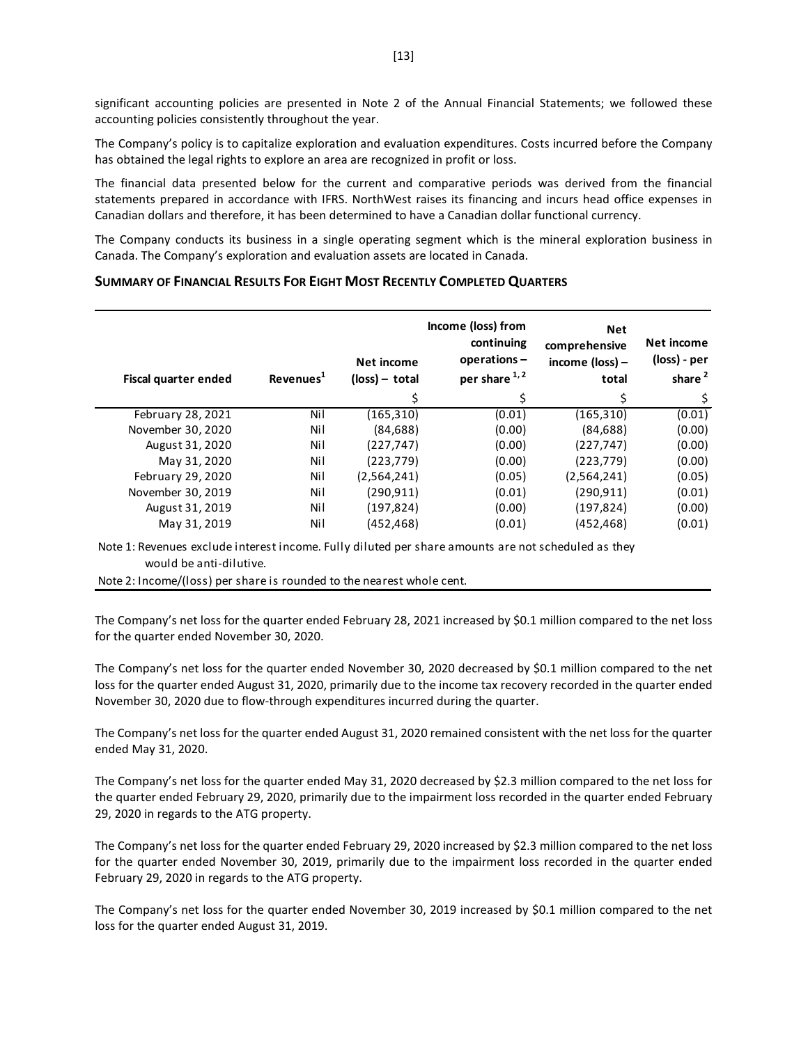significant accounting policies are presented in Note 2 of the Annual Financial Statements; we followed these accounting policies consistently throughout the year.

The Company's policy is to capitalize exploration and evaluation expenditures. Costs incurred before the Company has obtained the legal rights to explore an area are recognized in profit or loss.

The financial data presented below for the current and comparative periods was derived from the financial statements prepared in accordance with IFRS. NorthWest raises its financing and incurs head office expenses in Canadian dollars and therefore, it has been determined to have a Canadian dollar functional currency.

The Company conducts its business in a single operating segment which is the mineral exploration business in Canada. The Company's exploration and evaluation assets are located in Canada.

## SUMMARY OF FINANCIAL RESULTS FOR EIGHT MOST RECENTLY COMPLETED QUARTERS

| Fiscal quarter ended | Revenues[1] | Net income (loss) – total | Income (loss) from continuing operations – per share [1, 2] | Net comprehensive income (loss) – total | Net income (loss) - per share [2] |
|---|---|---|---|---|---|
| | | $ | $ | $ | $ |
| February 28, 2021 | Nil | (165,310) | (0.01) | (165,310) | (0.01) |
| November 30, 2020 | Nil | (84,688) | (0.00) | (84,688) | (0.00) |
| August 31, 2020 | Nil | (227,747) | (0.00) | (227,747) | (0.00) |
| May 31, 2020 | Nil | (223,779) | (0.00) | (223,779) | (0.00) |
| February 29, 2020 | Nil | (2,564,241) | (0.05) | (2,564,241) | (0.05) |
| November 30, 2019 | Nil | (290,911) | (0.01) | (290,911) | (0.01) |
| August 31, 2019 | Nil | (197,824) | (0.00) | (197,824) | (0.00) |
| May 31, 2019 | Nil | (452,468) | (0.01) | (452,468) | (0.01) |

Note 1: Revenues exclude interest income. Fully diluted per share amounts are not scheduled as they would be anti-dilutive.

Note 2: Income/(loss) per share is rounded to the nearest whole cent.

The Company's net loss for the quarter ended February 28, 2021 increased by \$0.1 million compared to the net loss for the quarter ended November 30, 2020.

The Company's net loss for the quarter ended November 30, 2020 decreased by \$0.1 million compared to the net loss for the quarter ended August 31, 2020, primarily due to the income tax recovery recorded in the quarter ended November 30, 2020 due to flow-through expenditures incurred during the quarter.

The Company's net loss for the quarter ended August 31, 2020 remained consistent with the net loss for the quarter ended May 31, 2020.

The Company's net loss for the quarter ended May 31, 2020 decreased by \$2.3 million compared to the net loss for the quarter ended February 29, 2020, primarily due to the impairment loss recorded in the quarter ended February 29, 2020 in regards to the ATG property.

The Company's net loss for the quarter ended February 29, 2020 increased by \$2.3 million compared to the net loss for the quarter ended November 30, 2019, primarily due to the impairment loss recorded in the quarter ended February 29, 2020 in regards to the ATG property.

The Company's net loss for the quarter ended November 30, 2019 increased by \$0.1 million compared to the net loss for the quarter ended August 31, 2019.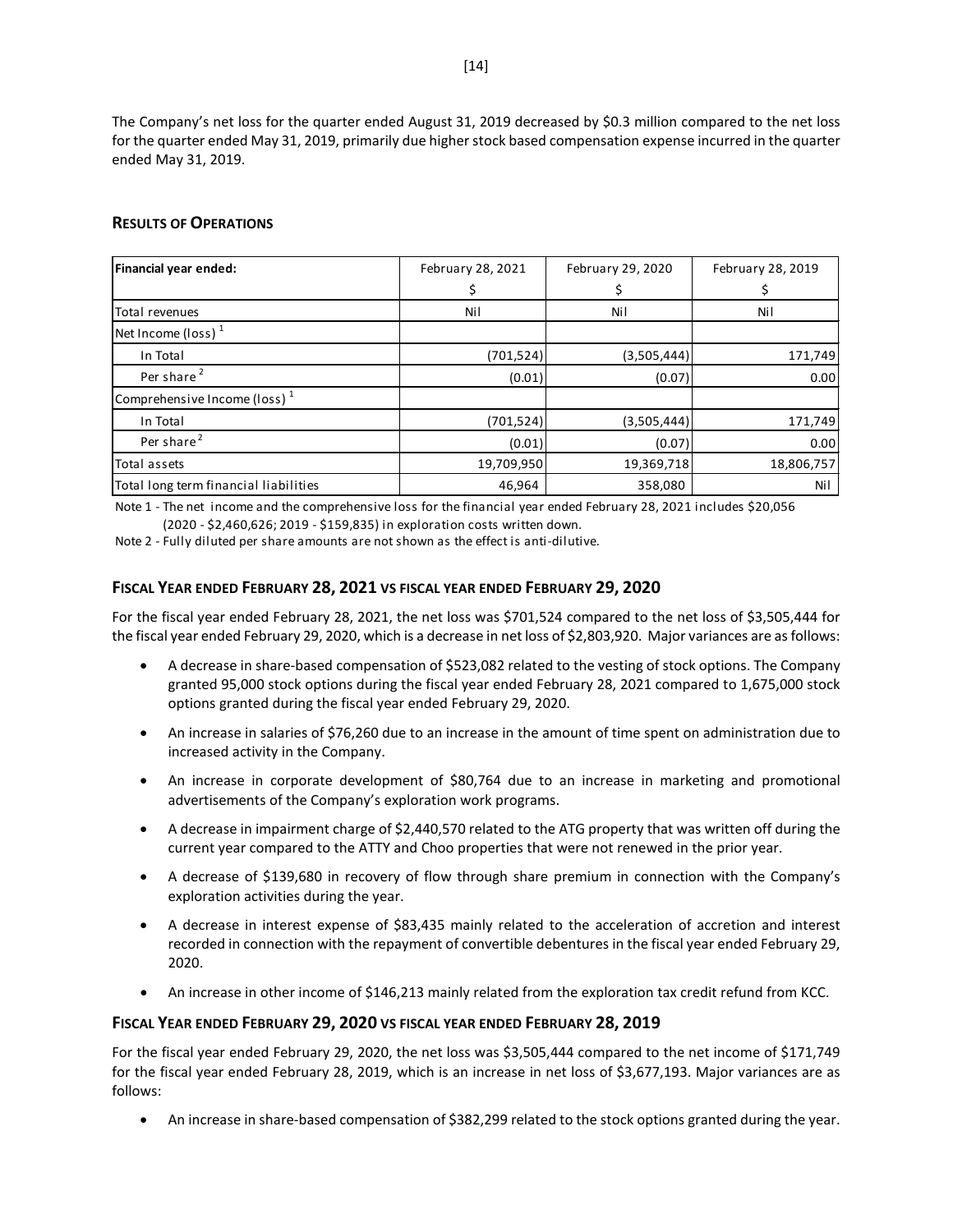The Company's net loss for the quarter ended August 31, 2019 decreased by $0.3 million compared to the net loss for the quarter ended May 31, 2019, primarily due higher stock based compensation expense incurred in the quarter ended May 31, 2019.

## RESULTS OF OPERATIONS

| **Financial year ended:** | February 28, 2021<br>$ | February 29, 2020<br>$ | February 28, 2019<br>$ |
|---|---|---|---|
| Total revenues | Nil | Nil | Nil |
| Net Income (loss) [1] | | | |
| In Total | (701,524) | (3,505,444) | 171,749 |
| Per share [2] | (0.01) | (0.07) | 0.00 |
| Comprehensive Income (loss) [1] | | | |
| In Total | (701,524) | (3,505,444) | 171,749 |
| Per share [2] | (0.01) | (0.07) | 0.00 |
| Total assets | 19,709,950 | 19,369,718 | 18,806,757 |
| Total long term financial liabilities | 46,964 | 358,080 | Nil |

Note 1 - The net income and the comprehensive loss for the financial year ended February 28, 2021 includes $20,056 (2020 - $2,460,626; 2019 - $159,835) in exploration costs written down.

Note 2 - Fully diluted per share amounts are not shown as the effect is anti-dilutive.

## FISCAL YEAR ENDED FEBRUARY 28, 2021 VS FISCAL YEAR ENDED FEBRUARY 29, 2020

For the fiscal year ended February 28, 2021, the net loss was $701,524 compared to the net loss of $3,505,444 for the fiscal year ended February 29, 2020, which is a decrease in net loss of $2,803,920. Major variances are as follows:

- A decrease in share-based compensation of $523,082 related to the vesting of stock options. The Company granted 95,000 stock options during the fiscal year ended February 28, 2021 compared to 1,675,000 stock options granted during the fiscal year ended February 29, 2020.
- An increase in salaries of $76,260 due to an increase in the amount of time spent on administration due to increased activity in the Company.
- An increase in corporate development of $80,764 due to an increase in marketing and promotional advertisements of the Company's exploration work programs.
- A decrease in impairment charge of $2,440,570 related to the ATG property that was written off during the current year compared to the ATTY and Choo properties that were not renewed in the prior year.
- A decrease of $139,680 in recovery of flow through share premium in connection with the Company's exploration activities during the year.
- A decrease in interest expense of $83,435 mainly related to the acceleration of accretion and interest recorded in connection with the repayment of convertible debentures in the fiscal year ended February 29, 2020.
- An increase in other income of $146,213 mainly related from the exploration tax credit refund from KCC.

## FISCAL YEAR ENDED FEBRUARY 29, 2020 VS FISCAL YEAR ENDED FEBRUARY 28, 2019

For the fiscal year ended February 29, 2020, the net loss was $3,505,444 compared to the net income of $171,749 for the fiscal year ended February 28, 2019, which is an increase in net loss of $3,677,193. Major variances are as follows:

- An increase in share-based compensation of $382,299 related to the stock options granted during the year.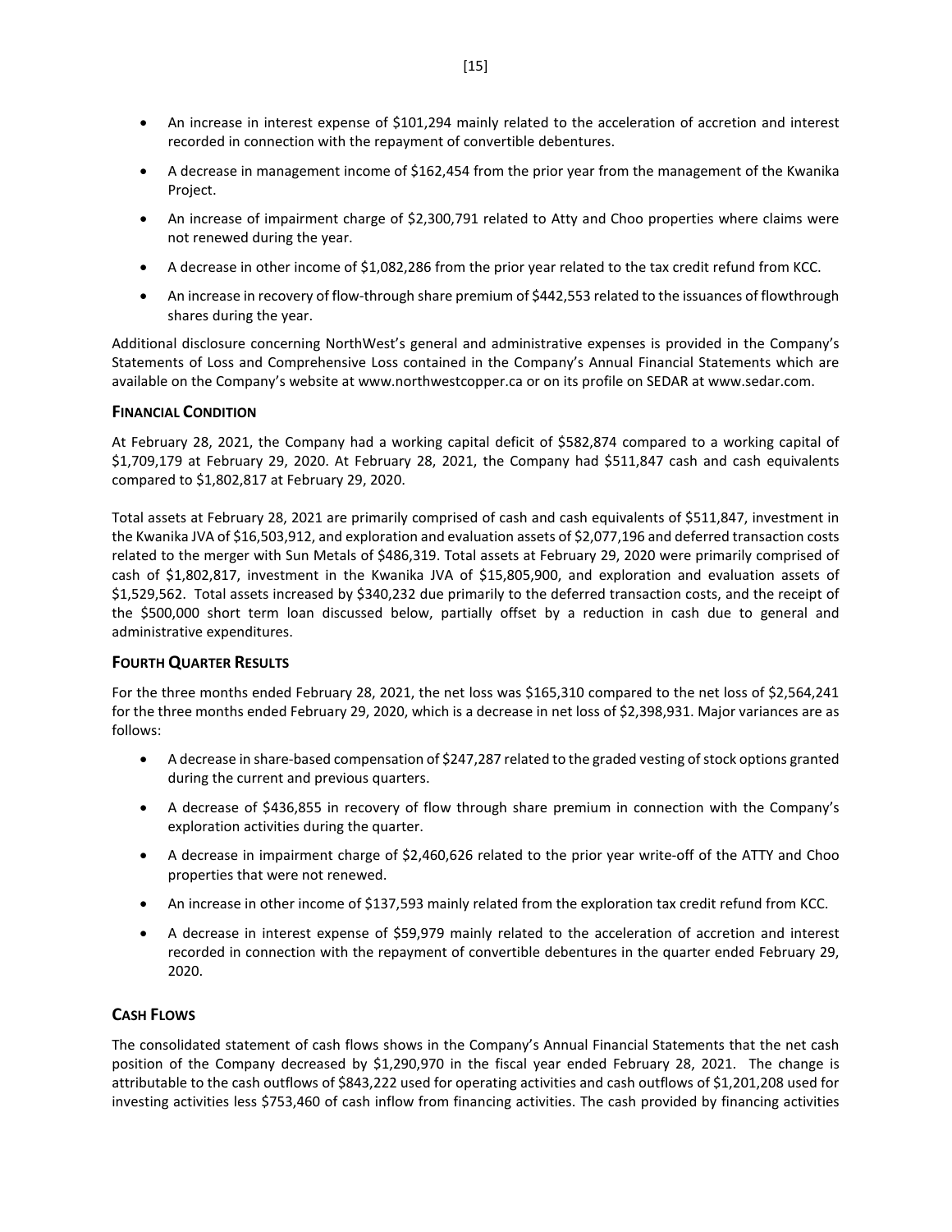- An increase in interest expense of $101,294 mainly related to the acceleration of accretion and interest recorded in connection with the repayment of convertible debentures.
- A decrease in management income of $162,454 from the prior year from the management of the Kwanika Project.
- An increase of impairment charge of $2,300,791 related to Atty and Choo properties where claims were not renewed during the year.
- A decrease in other income of $1,082,286 from the prior year related to the tax credit refund from KCC.
- An increase in recovery of flow-through share premium of $442,553 related to the issuances of flowthrough shares during the year.

Additional disclosure concerning NorthWest's general and administrative expenses is provided in the Company's Statements of Loss and Comprehensive Loss contained in the Company's Annual Financial Statements which are available on the Company's website at www.northwestcopper.ca or on its profile on SEDAR at www.sedar.com.

## FINANCIAL CONDITION

At February 28, 2021, the Company had a working capital deficit of $582,874 compared to a working capital of $1,709,179 at February 29, 2020. At February 28, 2021, the Company had $511,847 cash and cash equivalents compared to $1,802,817 at February 29, 2020.

Total assets at February 28, 2021 are primarily comprised of cash and cash equivalents of $511,847, investment in the Kwanika JVA of $16,503,912, and exploration and evaluation assets of $2,077,196 and deferred transaction costs related to the merger with Sun Metals of $486,319. Total assets at February 29, 2020 were primarily comprised of cash of $1,802,817, investment in the Kwanika JVA of $15,805,900, and exploration and evaluation assets of $1,529,562. Total assets increased by $340,232 due primarily to the deferred transaction costs, and the receipt of the $500,000 short term loan discussed below, partially offset by a reduction in cash due to general and administrative expenditures.

## FOURTH QUARTER RESULTS

For the three months ended February 28, 2021, the net loss was $165,310 compared to the net loss of $2,564,241 for the three months ended February 29, 2020, which is a decrease in net loss of $2,398,931. Major variances are as follows:

- A decrease in share-based compensation of $247,287 related to the graded vesting of stock options granted during the current and previous quarters.
- A decrease of $436,855 in recovery of flow through share premium in connection with the Company's exploration activities during the quarter.
- A decrease in impairment charge of $2,460,626 related to the prior year write-off of the ATTY and Choo properties that were not renewed.
- An increase in other income of $137,593 mainly related from the exploration tax credit refund from KCC.
- A decrease in interest expense of $59,979 mainly related to the acceleration of accretion and interest recorded in connection with the repayment of convertible debentures in the quarter ended February 29, 2020.

## CASH FLOWS

The consolidated statement of cash flows shows in the Company's Annual Financial Statements that the net cash position of the Company decreased by $1,290,970 in the fiscal year ended February 28, 2021. The change is attributable to the cash outflows of $843,222 used for operating activities and cash outflows of $1,201,208 used for investing activities less $753,460 of cash inflow from financing activities. The cash provided by financing activities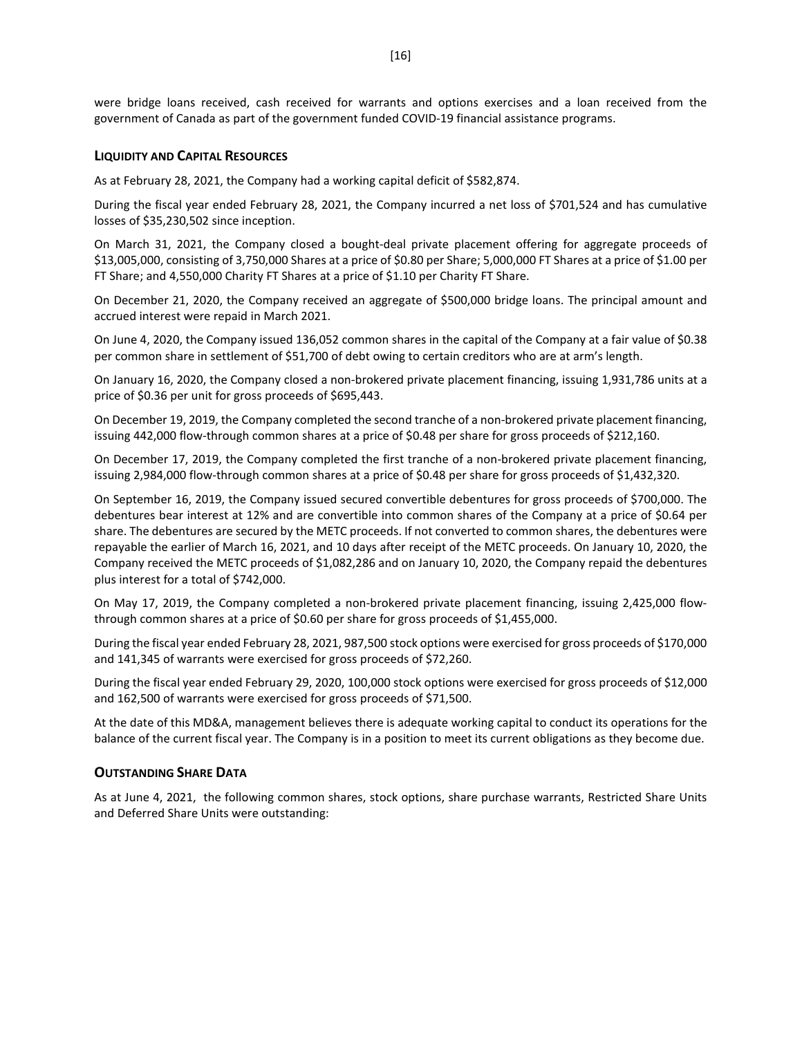were bridge loans received, cash received for warrants and options exercises and a loan received from the government of Canada as part of the government funded COVID-19 financial assistance programs.

## LIQUIDITY AND CAPITAL RESOURCES

As at February 28, 2021, the Company had a working capital deficit of $582,874.

During the fiscal year ended February 28, 2021, the Company incurred a net loss of $701,524 and has cumulative losses of $35,230,502 since inception.

On March 31, 2021, the Company closed a bought-deal private placement offering for aggregate proceeds of $13,005,000, consisting of 3,750,000 Shares at a price of $0.80 per Share; 5,000,000 FT Shares at a price of $1.00 per FT Share; and 4,550,000 Charity FT Shares at a price of $1.10 per Charity FT Share.

On December 21, 2020, the Company received an aggregate of $500,000 bridge loans. The principal amount and accrued interest were repaid in March 2021.

On June 4, 2020, the Company issued 136,052 common shares in the capital of the Company at a fair value of $0.38 per common share in settlement of $51,700 of debt owing to certain creditors who are at arm's length.

On January 16, 2020, the Company closed a non-brokered private placement financing, issuing 1,931,786 units at a price of $0.36 per unit for gross proceeds of $695,443.

On December 19, 2019, the Company completed the second tranche of a non-brokered private placement financing, issuing 442,000 flow-through common shares at a price of $0.48 per share for gross proceeds of $212,160.

On December 17, 2019, the Company completed the first tranche of a non-brokered private placement financing, issuing 2,984,000 flow-through common shares at a price of $0.48 per share for gross proceeds of $1,432,320.

On September 16, 2019, the Company issued secured convertible debentures for gross proceeds of $700,000. The debentures bear interest at 12% and are convertible into common shares of the Company at a price of $0.64 per share. The debentures are secured by the METC proceeds. If not converted to common shares, the debentures were repayable the earlier of March 16, 2021, and 10 days after receipt of the METC proceeds. On January 10, 2020, the Company received the METC proceeds of $1,082,286 and on January 10, 2020, the Company repaid the debentures plus interest for a total of $742,000.

On May 17, 2019, the Company completed a non-brokered private placement financing, issuing 2,425,000 flow-through common shares at a price of $0.60 per share for gross proceeds of $1,455,000.

During the fiscal year ended February 28, 2021, 987,500 stock options were exercised for gross proceeds of $170,000 and 141,345 of warrants were exercised for gross proceeds of $72,260.

During the fiscal year ended February 29, 2020, 100,000 stock options were exercised for gross proceeds of $12,000 and 162,500 of warrants were exercised for gross proceeds of $71,500.

At the date of this MD&A, management believes there is adequate working capital to conduct its operations for the balance of the current fiscal year. The Company is in a position to meet its current obligations as they become due.

## OUTSTANDING SHARE DATA

As at June 4, 2021, the following common shares, stock options, share purchase warrants, Restricted Share Units and Deferred Share Units were outstanding: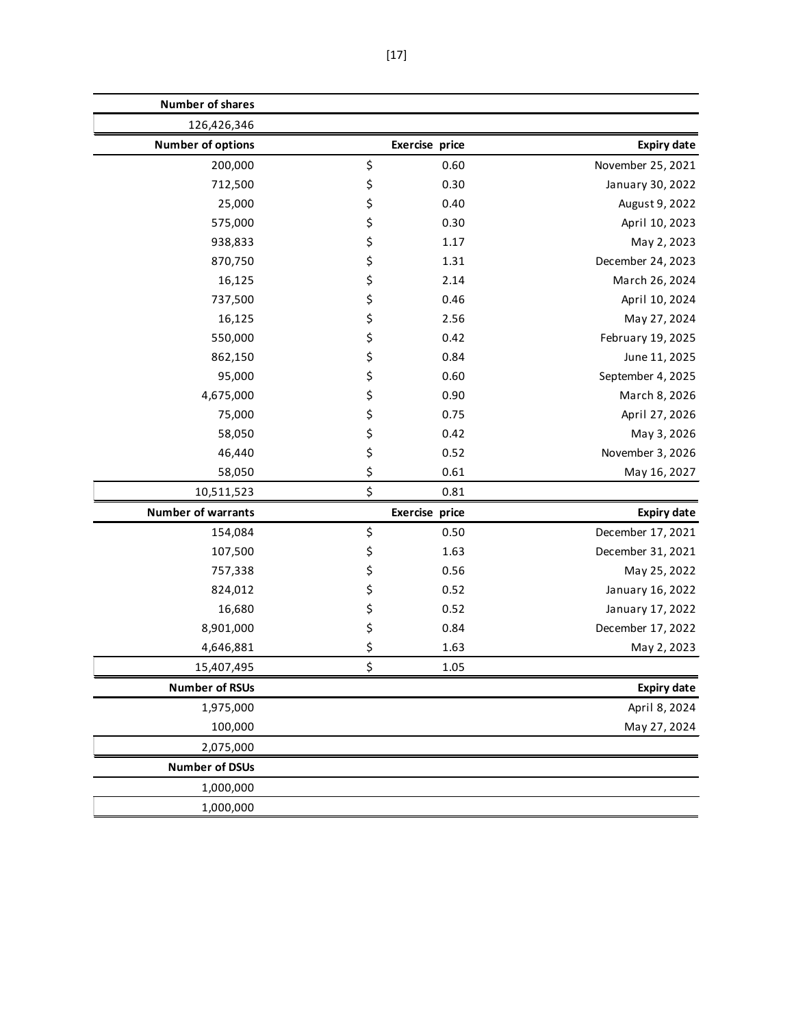| Number of shares | | |
|---|---|---|
| 126,426,346 | | |

| Number of options | Exercise price | Expiry date |
|---|---|---|
| 200,000 | $ 0.60 | November 25, 2021 |
| 712,500 | $ 0.30 | January 30, 2022 |
| 25,000 | $ 0.40 | August 9, 2022 |
| 575,000 | $ 0.30 | April 10, 2023 |
| 938,833 | $ 1.17 | May 2, 2023 |
| 870,750 | $ 1.31 | December 24, 2023 |
| 16,125 | $ 2.14 | March 26, 2024 |
| 737,500 | $ 0.46 | April 10, 2024 |
| 16,125 | $ 2.56 | May 27, 2024 |
| 550,000 | $ 0.42 | February 19, 2025 |
| 862,150 | $ 0.84 | June 11, 2025 |
| 95,000 | $ 0.60 | September 4, 2025 |
| 4,675,000 | $ 0.90 | March 8, 2026 |
| 75,000 | $ 0.75 | April 27, 2026 |
| 58,050 | $ 0.42 | May 3, 2026 |
| 46,440 | $ 0.52 | November 3, 2026 |
| 58,050 | $ 0.61 | May 16, 2027 |
| 10,511,523 | $ 0.81 | |

| Number of warrants | Exercise price | Expiry date |
|---|---|---|
| 154,084 | $ 0.50 | December 17, 2021 |
| 107,500 | $ 1.63 | December 31, 2021 |
| 757,338 | $ 0.56 | May 25, 2022 |
| 824,012 | $ 0.52 | January 16, 2022 |
| 16,680 | $ 0.52 | January 17, 2022 |
| 8,901,000 | $ 0.84 | December 17, 2022 |
| 4,646,881 | $ 1.63 | May 2, 2023 |
| 15,407,495 | $ 1.05 | |

| Number of RSUs | | Expiry date |
|---|---|---|
| 1,975,000 | | April 8, 2024 |
| 100,000 | | May 27, 2024 |
| 2,075,000 | | |

| Number of DSUs | | |
|---|---|---|
| 1,000,000 | | |
| 1,000,000 | | |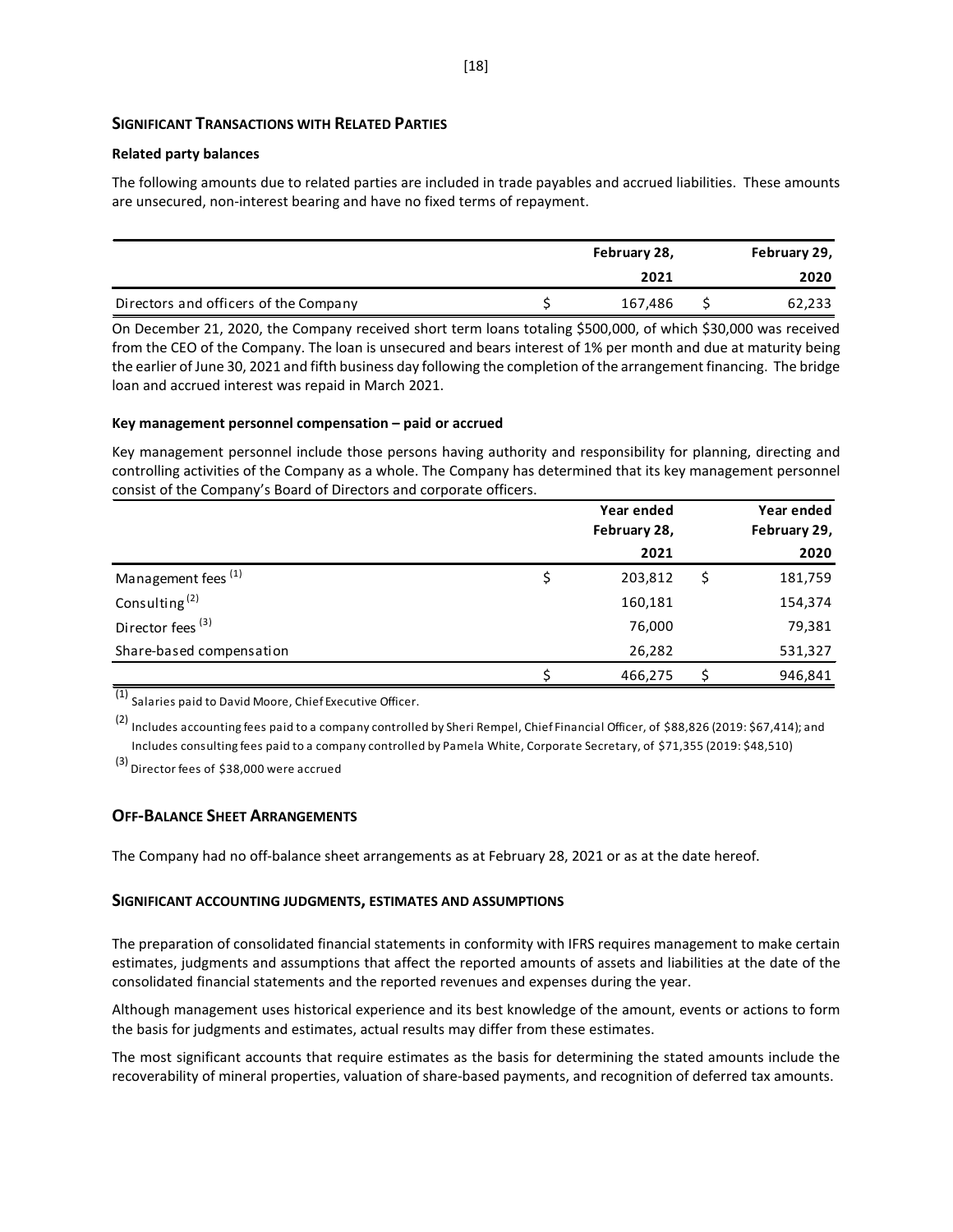## SIGNIFICANT TRANSACTIONS WITH RELATED PARTIES

**Related party balances**

The following amounts due to related parties are included in trade payables and accrued liabilities. These amounts are unsecured, non-interest bearing and have no fixed terms of repayment.

| | February 28, 2021 | February 29, 2020 |
|---|---|---|
| Directors and officers of the Company | $ 167,486 | $ 62,233 |

On December 21, 2020, the Company received short term loans totaling $500,000, of which $30,000 was received from the CEO of the Company. The loan is unsecured and bears interest of 1% per month and due at maturity being the earlier of June 30, 2021 and fifth business day following the completion of the arrangement financing. The bridge loan and accrued interest was repaid in March 2021.

**Key management personnel compensation – paid or accrued**

Key management personnel include those persons having authority and responsibility for planning, directing and controlling activities of the Company as a whole. The Company has determined that its key management personnel consist of the Company's Board of Directors and corporate officers.

| | Year ended February 28, 2021 | Year ended February 29, 2020 |
|---|---|---|
| Management fees (1) | $ 203,812 | $ 181,759 |
| Consulting (2) | 160,181 | 154,374 |
| Director fees (3) | 76,000 | 79,381 |
| Share-based compensation | 26,282 | 531,327 |
| | $ 466,275 | $ 946,841 |

(1) Salaries paid to David Moore, Chief Executive Officer.

(2) Includes accounting fees paid to a company controlled by Sheri Rempel, Chief Financial Officer, of $88,826 (2019: $67,414); and Includes consulting fees paid to a company controlled by Pamela White, Corporate Secretary, of $71,355 (2019: $48,510)

(3) Director fees of $38,000 were accrued

## OFF-BALANCE SHEET ARRANGEMENTS

The Company had no off-balance sheet arrangements as at February 28, 2021 or as at the date hereof.

## SIGNIFICANT ACCOUNTING JUDGMENTS, ESTIMATES AND ASSUMPTIONS

The preparation of consolidated financial statements in conformity with IFRS requires management to make certain estimates, judgments and assumptions that affect the reported amounts of assets and liabilities at the date of the consolidated financial statements and the reported revenues and expenses during the year.

Although management uses historical experience and its best knowledge of the amount, events or actions to form the basis for judgments and estimates, actual results may differ from these estimates.

The most significant accounts that require estimates as the basis for determining the stated amounts include the recoverability of mineral properties, valuation of share-based payments, and recognition of deferred tax amounts.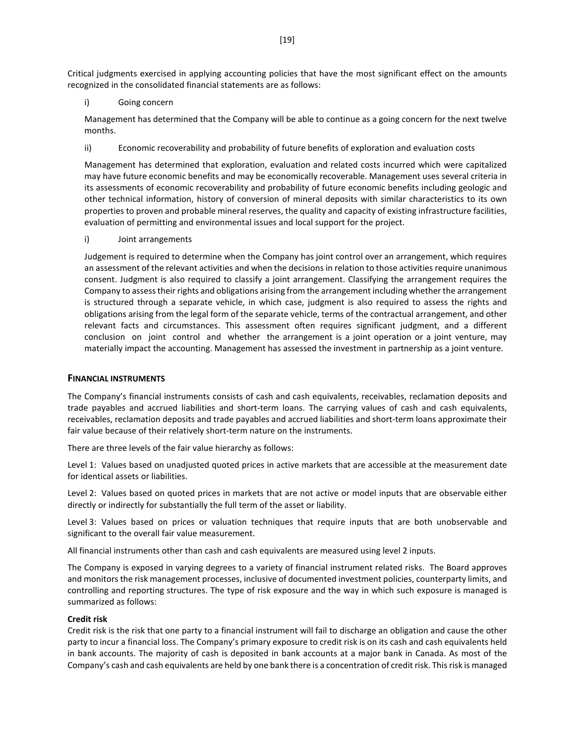Critical judgments exercised in applying accounting policies that have the most significant effect on the amounts recognized in the consolidated financial statements are as follows:

i) Going concern

Management has determined that the Company will be able to continue as a going concern for the next twelve months.

ii) Economic recoverability and probability of future benefits of exploration and evaluation costs

Management has determined that exploration, evaluation and related costs incurred which were capitalized may have future economic benefits and may be economically recoverable. Management uses several criteria in its assessments of economic recoverability and probability of future economic benefits including geologic and other technical information, history of conversion of mineral deposits with similar characteristics to its own properties to proven and probable mineral reserves, the quality and capacity of existing infrastructure facilities, evaluation of permitting and environmental issues and local support for the project.

i) Joint arrangements

Judgement is required to determine when the Company has joint control over an arrangement, which requires an assessment of the relevant activities and when the decisions in relation to those activities require unanimous consent. Judgment is also required to classify a joint arrangement. Classifying the arrangement requires the Company to assess their rights and obligations arising from the arrangement including whether the arrangement is structured through a separate vehicle, in which case, judgment is also required to assess the rights and obligations arising from the legal form of the separate vehicle, terms of the contractual arrangement, and other relevant facts and circumstances. This assessment often requires significant judgment, and a different conclusion on joint control and whether the arrangement is a joint operation or a joint venture, may materially impact the accounting. Management has assessed the investment in partnership as a joint venture.

## FINANCIAL INSTRUMENTS

The Company's financial instruments consists of cash and cash equivalents, receivables, reclamation deposits and trade payables and accrued liabilities and short-term loans. The carrying values of cash and cash equivalents, receivables, reclamation deposits and trade payables and accrued liabilities and short-term loans approximate their fair value because of their relatively short-term nature on the instruments.

There are three levels of the fair value hierarchy as follows:

Level 1: Values based on unadjusted quoted prices in active markets that are accessible at the measurement date for identical assets or liabilities.

Level 2: Values based on quoted prices in markets that are not active or model inputs that are observable either directly or indirectly for substantially the full term of the asset or liability.

Level 3: Values based on prices or valuation techniques that require inputs that are both unobservable and significant to the overall fair value measurement.

All financial instruments other than cash and cash equivalents are measured using level 2 inputs.

The Company is exposed in varying degrees to a variety of financial instrument related risks. The Board approves and monitors the risk management processes, inclusive of documented investment policies, counterparty limits, and controlling and reporting structures. The type of risk exposure and the way in which such exposure is managed is summarized as follows:

### Credit risk

Credit risk is the risk that one party to a financial instrument will fail to discharge an obligation and cause the other party to incur a financial loss. The Company's primary exposure to credit risk is on its cash and cash equivalents held in bank accounts. The majority of cash is deposited in bank accounts at a major bank in Canada. As most of the Company's cash and cash equivalents are held by one bank there is a concentration of credit risk. This risk is managed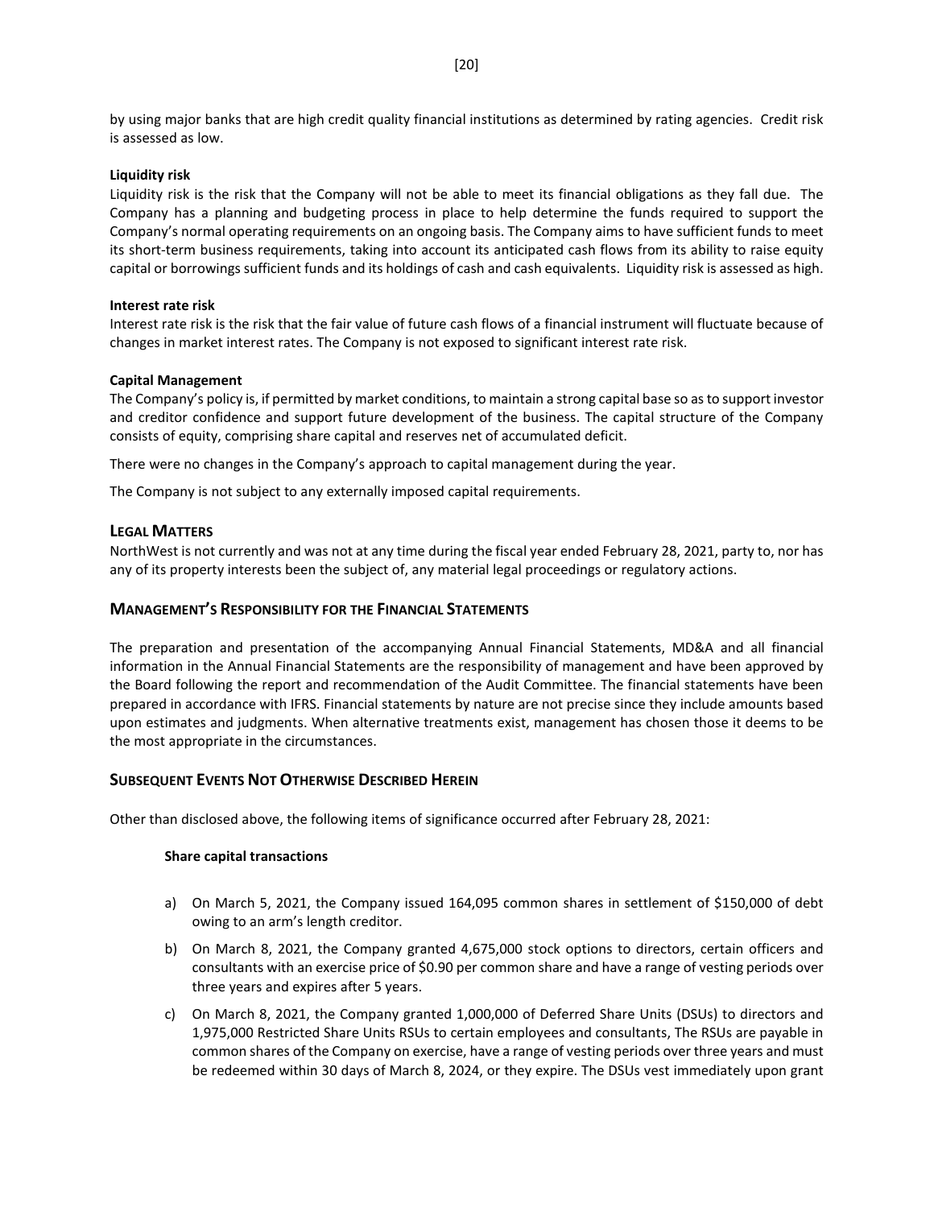by using major banks that are high credit quality financial institutions as determined by rating agencies. Credit risk is assessed as low.

**Liquidity risk**

Liquidity risk is the risk that the Company will not be able to meet its financial obligations as they fall due. The Company has a planning and budgeting process in place to help determine the funds required to support the Company's normal operating requirements on an ongoing basis. The Company aims to have sufficient funds to meet its short-term business requirements, taking into account its anticipated cash flows from its ability to raise equity capital or borrowings sufficient funds and its holdings of cash and cash equivalents. Liquidity risk is assessed as high.

**Interest rate risk**

Interest rate risk is the risk that the fair value of future cash flows of a financial instrument will fluctuate because of changes in market interest rates. The Company is not exposed to significant interest rate risk.

**Capital Management**

The Company's policy is, if permitted by market conditions, to maintain a strong capital base so as to support investor and creditor confidence and support future development of the business. The capital structure of the Company consists of equity, comprising share capital and reserves net of accumulated deficit.

There were no changes in the Company's approach to capital management during the year.

The Company is not subject to any externally imposed capital requirements.

## LEGAL MATTERS

NorthWest is not currently and was not at any time during the fiscal year ended February 28, 2021, party to, nor has any of its property interests been the subject of, any material legal proceedings or regulatory actions.

## MANAGEMENT'S RESPONSIBILITY FOR THE FINANCIAL STATEMENTS

The preparation and presentation of the accompanying Annual Financial Statements, MD&A and all financial information in the Annual Financial Statements are the responsibility of management and have been approved by the Board following the report and recommendation of the Audit Committee. The financial statements have been prepared in accordance with IFRS. Financial statements by nature are not precise since they include amounts based upon estimates and judgments. When alternative treatments exist, management has chosen those it deems to be the most appropriate in the circumstances.

## SUBSEQUENT EVENTS NOT OTHERWISE DESCRIBED HEREIN

Other than disclosed above, the following items of significance occurred after February 28, 2021:

**Share capital transactions**

a) On March 5, 2021, the Company issued 164,095 common shares in settlement of $150,000 of debt owing to an arm's length creditor.

b) On March 8, 2021, the Company granted 4,675,000 stock options to directors, certain officers and consultants with an exercise price of $0.90 per common share and have a range of vesting periods over three years and expires after 5 years.

c) On March 8, 2021, the Company granted 1,000,000 of Deferred Share Units (DSUs) to directors and 1,975,000 Restricted Share Units RSUs to certain employees and consultants, The RSUs are payable in common shares of the Company on exercise, have a range of vesting periods over three years and must be redeemed within 30 days of March 8, 2024, or they expire. The DSUs vest immediately upon grant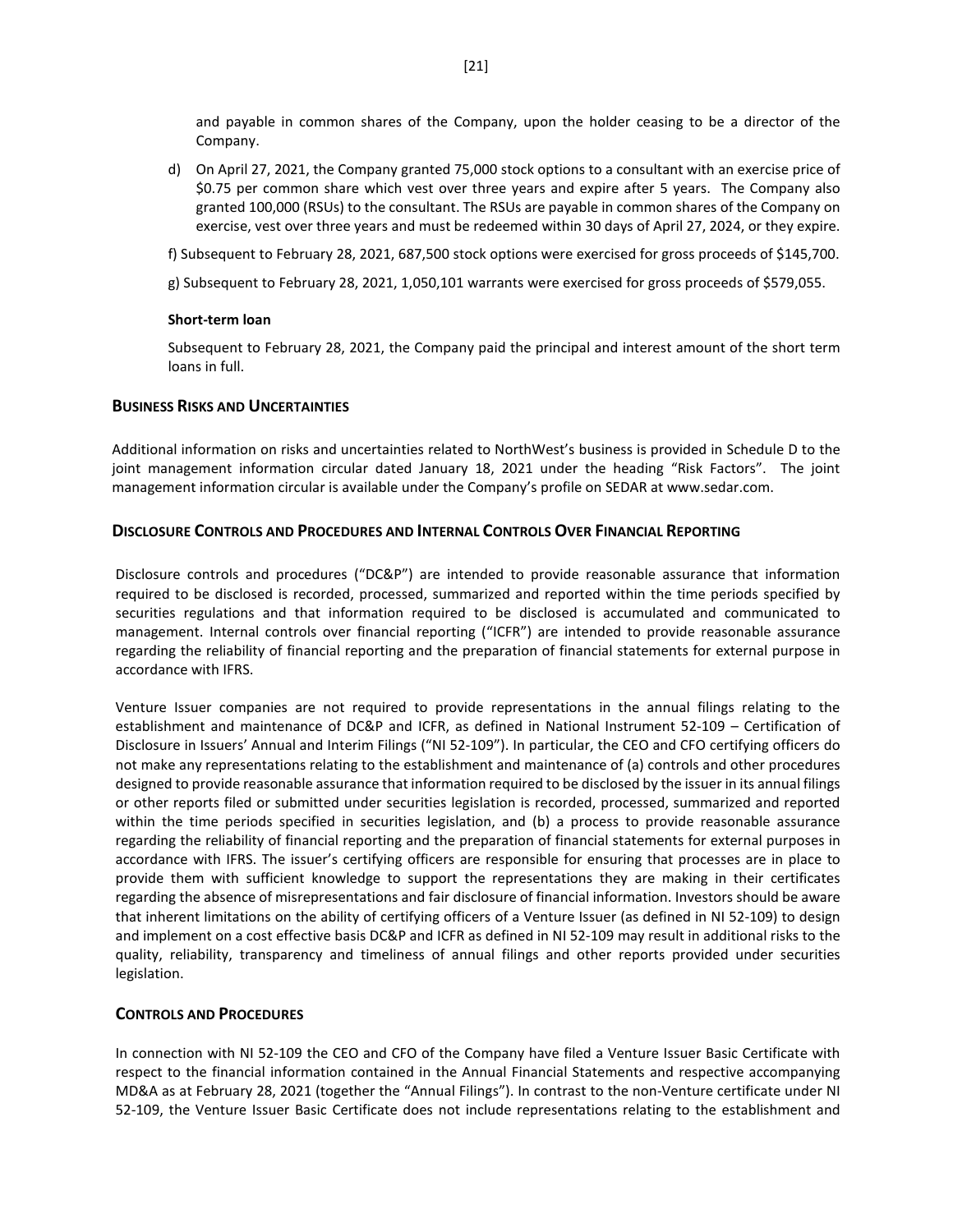and payable in common shares of the Company, upon the holder ceasing to be a director of the Company.

d) On April 27, 2021, the Company granted 75,000 stock options to a consultant with an exercise price of $0.75 per common share which vest over three years and expire after 5 years. The Company also granted 100,000 (RSUs) to the consultant. The RSUs are payable in common shares of the Company on exercise, vest over three years and must be redeemed within 30 days of April 27, 2024, or they expire.

f) Subsequent to February 28, 2021, 687,500 stock options were exercised for gross proceeds of $145,700.

g) Subsequent to February 28, 2021, 1,050,101 warrants were exercised for gross proceeds of $579,055.

**Short-term loan**

Subsequent to February 28, 2021, the Company paid the principal and interest amount of the short term loans in full.

## BUSINESS RISKS AND UNCERTAINTIES

Additional information on risks and uncertainties related to NorthWest's business is provided in Schedule D to the joint management information circular dated January 18, 2021 under the heading "Risk Factors". The joint management information circular is available under the Company's profile on SEDAR at www.sedar.com.

## DISCLOSURE CONTROLS AND PROCEDURES AND INTERNAL CONTROLS OVER FINANCIAL REPORTING

Disclosure controls and procedures ("DC&P") are intended to provide reasonable assurance that information required to be disclosed is recorded, processed, summarized and reported within the time periods specified by securities regulations and that information required to be disclosed is accumulated and communicated to management. Internal controls over financial reporting ("ICFR") are intended to provide reasonable assurance regarding the reliability of financial reporting and the preparation of financial statements for external purpose in accordance with IFRS.

Venture Issuer companies are not required to provide representations in the annual filings relating to the establishment and maintenance of DC&P and ICFR, as defined in National Instrument 52-109 – Certification of Disclosure in Issuers' Annual and Interim Filings ("NI 52-109"). In particular, the CEO and CFO certifying officers do not make any representations relating to the establishment and maintenance of (a) controls and other procedures designed to provide reasonable assurance that information required to be disclosed by the issuer in its annual filings or other reports filed or submitted under securities legislation is recorded, processed, summarized and reported within the time periods specified in securities legislation, and (b) a process to provide reasonable assurance regarding the reliability of financial reporting and the preparation of financial statements for external purposes in accordance with IFRS. The issuer's certifying officers are responsible for ensuring that processes are in place to provide them with sufficient knowledge to support the representations they are making in their certificates regarding the absence of misrepresentations and fair disclosure of financial information. Investors should be aware that inherent limitations on the ability of certifying officers of a Venture Issuer (as defined in NI 52-109) to design and implement on a cost effective basis DC&P and ICFR as defined in NI 52-109 may result in additional risks to the quality, reliability, transparency and timeliness of annual filings and other reports provided under securities legislation.

## CONTROLS AND PROCEDURES

In connection with NI 52-109 the CEO and CFO of the Company have filed a Venture Issuer Basic Certificate with respect to the financial information contained in the Annual Financial Statements and respective accompanying MD&A as at February 28, 2021 (together the "Annual Filings"). In contrast to the non-Venture certificate under NI 52-109, the Venture Issuer Basic Certificate does not include representations relating to the establishment and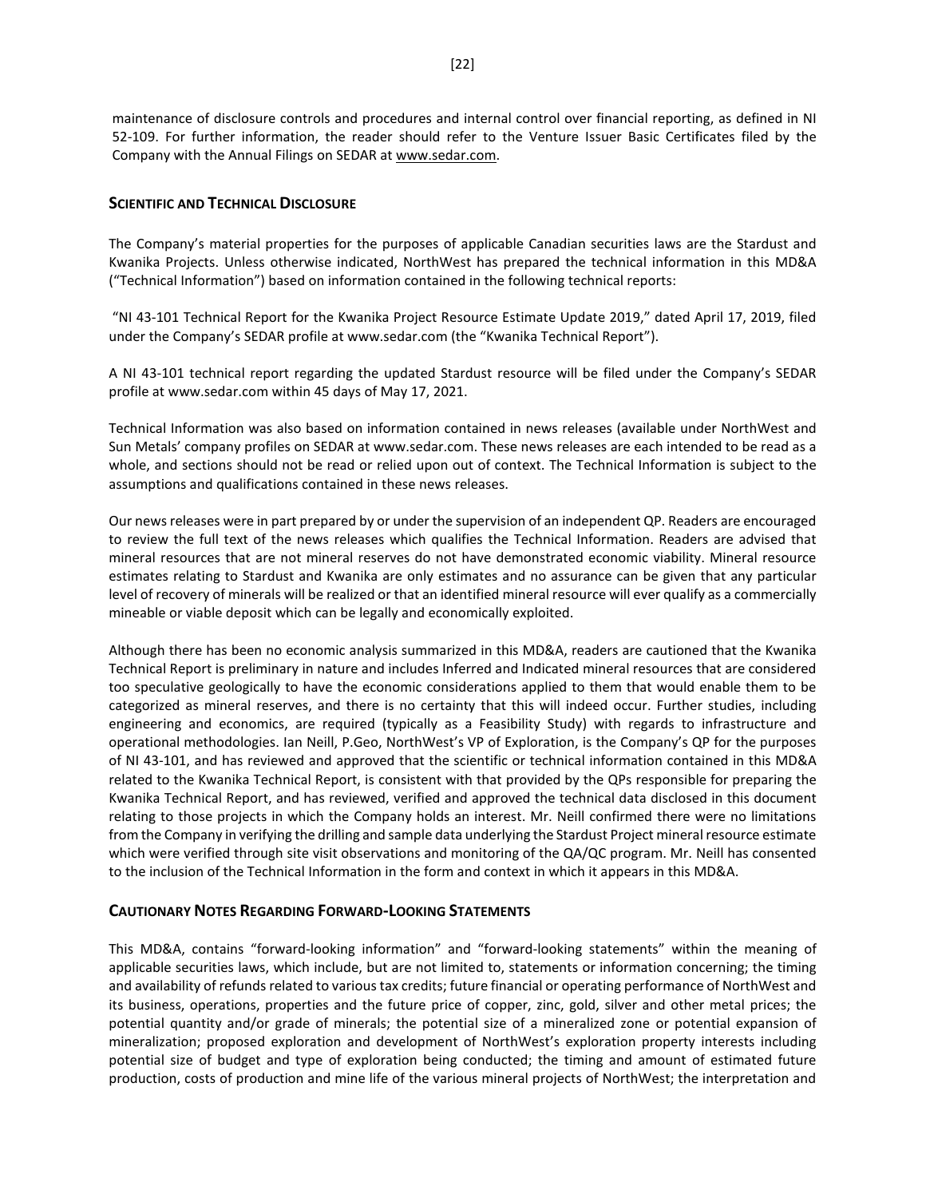maintenance of disclosure controls and procedures and internal control over financial reporting, as defined in NI 52-109. For further information, the reader should refer to the Venture Issuer Basic Certificates filed by the Company with the Annual Filings on SEDAR at www.sedar.com.

## SCIENTIFIC AND TECHNICAL DISCLOSURE

The Company's material properties for the purposes of applicable Canadian securities laws are the Stardust and Kwanika Projects. Unless otherwise indicated, NorthWest has prepared the technical information in this MD&A ("Technical Information") based on information contained in the following technical reports:

"NI 43-101 Technical Report for the Kwanika Project Resource Estimate Update 2019," dated April 17, 2019, filed under the Company's SEDAR profile at www.sedar.com (the "Kwanika Technical Report").

A NI 43-101 technical report regarding the updated Stardust resource will be filed under the Company's SEDAR profile at www.sedar.com within 45 days of May 17, 2021.

Technical Information was also based on information contained in news releases (available under NorthWest and Sun Metals' company profiles on SEDAR at www.sedar.com. These news releases are each intended to be read as a whole, and sections should not be read or relied upon out of context. The Technical Information is subject to the assumptions and qualifications contained in these news releases.

Our news releases were in part prepared by or under the supervision of an independent QP. Readers are encouraged to review the full text of the news releases which qualifies the Technical Information. Readers are advised that mineral resources that are not mineral reserves do not have demonstrated economic viability. Mineral resource estimates relating to Stardust and Kwanika are only estimates and no assurance can be given that any particular level of recovery of minerals will be realized or that an identified mineral resource will ever qualify as a commercially mineable or viable deposit which can be legally and economically exploited.

Although there has been no economic analysis summarized in this MD&A, readers are cautioned that the Kwanika Technical Report is preliminary in nature and includes Inferred and Indicated mineral resources that are considered too speculative geologically to have the economic considerations applied to them that would enable them to be categorized as mineral reserves, and there is no certainty that this will indeed occur. Further studies, including engineering and economics, are required (typically as a Feasibility Study) with regards to infrastructure and operational methodologies. Ian Neill, P.Geo, NorthWest's VP of Exploration, is the Company's QP for the purposes of NI 43-101, and has reviewed and approved that the scientific or technical information contained in this MD&A related to the Kwanika Technical Report, is consistent with that provided by the QPs responsible for preparing the Kwanika Technical Report, and has reviewed, verified and approved the technical data disclosed in this document relating to those projects in which the Company holds an interest. Mr. Neill confirmed there were no limitations from the Company in verifying the drilling and sample data underlying the Stardust Project mineral resource estimate which were verified through site visit observations and monitoring of the QA/QC program. Mr. Neill has consented to the inclusion of the Technical Information in the form and context in which it appears in this MD&A.

## CAUTIONARY NOTES REGARDING FORWARD-LOOKING STATEMENTS

This MD&A, contains "forward-looking information" and "forward-looking statements" within the meaning of applicable securities laws, which include, but are not limited to, statements or information concerning; the timing and availability of refunds related to various tax credits; future financial or operating performance of NorthWest and its business, operations, properties and the future price of copper, zinc, gold, silver and other metal prices; the potential quantity and/or grade of minerals; the potential size of a mineralized zone or potential expansion of mineralization; proposed exploration and development of NorthWest's exploration property interests including potential size of budget and type of exploration being conducted; the timing and amount of estimated future production, costs of production and mine life of the various mineral projects of NorthWest; the interpretation and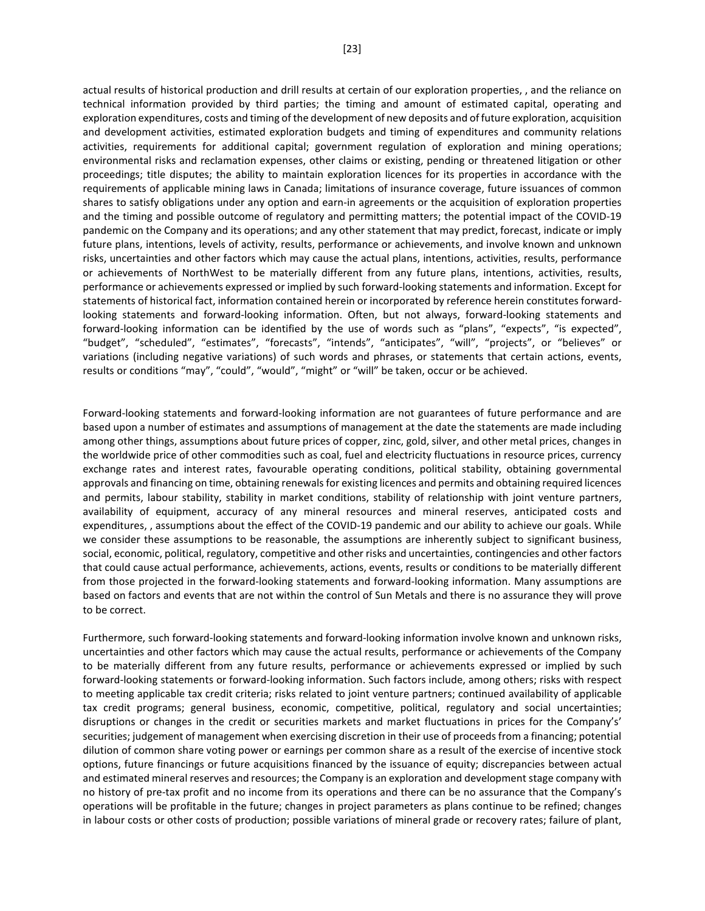actual results of historical production and drill results at certain of our exploration properties, , and the reliance on technical information provided by third parties; the timing and amount of estimated capital, operating and exploration expenditures, costs and timing of the development of new deposits and of future exploration, acquisition and development activities, estimated exploration budgets and timing of expenditures and community relations activities, requirements for additional capital; government regulation of exploration and mining operations; environmental risks and reclamation expenses, other claims or existing, pending or threatened litigation or other proceedings; title disputes; the ability to maintain exploration licences for its properties in accordance with the requirements of applicable mining laws in Canada; limitations of insurance coverage, future issuances of common shares to satisfy obligations under any option and earn-in agreements or the acquisition of exploration properties and the timing and possible outcome of regulatory and permitting matters; the potential impact of the COVID-19 pandemic on the Company and its operations; and any other statement that may predict, forecast, indicate or imply future plans, intentions, levels of activity, results, performance or achievements, and involve known and unknown risks, uncertainties and other factors which may cause the actual plans, intentions, activities, results, performance or achievements of NorthWest to be materially different from any future plans, intentions, activities, results, performance or achievements expressed or implied by such forward-looking statements and information. Except for statements of historical fact, information contained herein or incorporated by reference herein constitutes forward-looking statements and forward-looking information. Often, but not always, forward-looking statements and forward-looking information can be identified by the use of words such as "plans", "expects", "is expected", "budget", "scheduled", "estimates", "forecasts", "intends", "anticipates", "will", "projects", or "believes" or variations (including negative variations) of such words and phrases, or statements that certain actions, events, results or conditions "may", "could", "would", "might" or "will" be taken, occur or be achieved.

Forward-looking statements and forward-looking information are not guarantees of future performance and are based upon a number of estimates and assumptions of management at the date the statements are made including among other things, assumptions about future prices of copper, zinc, gold, silver, and other metal prices, changes in the worldwide price of other commodities such as coal, fuel and electricity fluctuations in resource prices, currency exchange rates and interest rates, favourable operating conditions, political stability, obtaining governmental approvals and financing on time, obtaining renewals for existing licences and permits and obtaining required licences and permits, labour stability, stability in market conditions, stability of relationship with joint venture partners, availability of equipment, accuracy of any mineral resources and mineral reserves, anticipated costs and expenditures, , assumptions about the effect of the COVID-19 pandemic and our ability to achieve our goals. While we consider these assumptions to be reasonable, the assumptions are inherently subject to significant business, social, economic, political, regulatory, competitive and other risks and uncertainties, contingencies and other factors that could cause actual performance, achievements, actions, events, results or conditions to be materially different from those projected in the forward-looking statements and forward-looking information. Many assumptions are based on factors and events that are not within the control of Sun Metals and there is no assurance they will prove to be correct.

Furthermore, such forward-looking statements and forward-looking information involve known and unknown risks, uncertainties and other factors which may cause the actual results, performance or achievements of the Company to be materially different from any future results, performance or achievements expressed or implied by such forward-looking statements or forward-looking information. Such factors include, among others; risks with respect to meeting applicable tax credit criteria; risks related to joint venture partners; continued availability of applicable tax credit programs; general business, economic, competitive, political, regulatory and social uncertainties; disruptions or changes in the credit or securities markets and market fluctuations in prices for the Company's' securities; judgement of management when exercising discretion in their use of proceeds from a financing; potential dilution of common share voting power or earnings per common share as a result of the exercise of incentive stock options, future financings or future acquisitions financed by the issuance of equity; discrepancies between actual and estimated mineral reserves and resources; the Company is an exploration and development stage company with no history of pre-tax profit and no income from its operations and there can be no assurance that the Company's operations will be profitable in the future; changes in project parameters as plans continue to be refined; changes in labour costs or other costs of production; possible variations of mineral grade or recovery rates; failure of plant,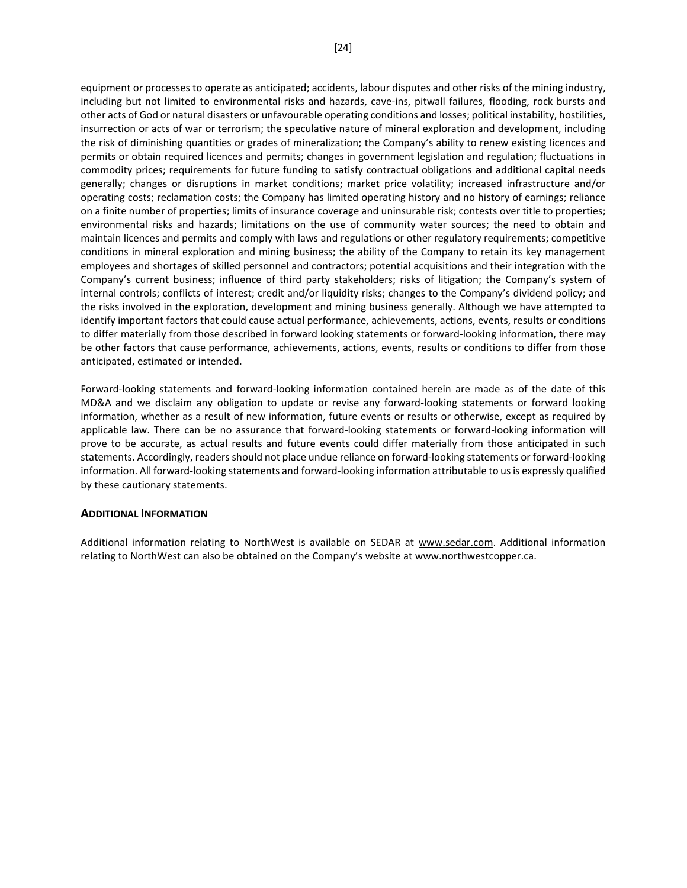equipment or processes to operate as anticipated; accidents, labour disputes and other risks of the mining industry, including but not limited to environmental risks and hazards, cave-ins, pitwall failures, flooding, rock bursts and other acts of God or natural disasters or unfavourable operating conditions and losses; political instability, hostilities, insurrection or acts of war or terrorism; the speculative nature of mineral exploration and development, including the risk of diminishing quantities or grades of mineralization; the Company's ability to renew existing licences and permits or obtain required licences and permits; changes in government legislation and regulation; fluctuations in commodity prices; requirements for future funding to satisfy contractual obligations and additional capital needs generally; changes or disruptions in market conditions; market price volatility; increased infrastructure and/or operating costs; reclamation costs; the Company has limited operating history and no history of earnings; reliance on a finite number of properties; limits of insurance coverage and uninsurable risk; contests over title to properties; environmental risks and hazards; limitations on the use of community water sources; the need to obtain and maintain licences and permits and comply with laws and regulations or other regulatory requirements; competitive conditions in mineral exploration and mining business; the ability of the Company to retain its key management employees and shortages of skilled personnel and contractors; potential acquisitions and their integration with the Company's current business; influence of third party stakeholders; risks of litigation; the Company's system of internal controls; conflicts of interest; credit and/or liquidity risks; changes to the Company's dividend policy; and the risks involved in the exploration, development and mining business generally. Although we have attempted to identify important factors that could cause actual performance, achievements, actions, events, results or conditions to differ materially from those described in forward looking statements or forward-looking information, there may be other factors that cause performance, achievements, actions, events, results or conditions to differ from those anticipated, estimated or intended.

Forward-looking statements and forward-looking information contained herein are made as of the date of this MD&A and we disclaim any obligation to update or revise any forward-looking statements or forward looking information, whether as a result of new information, future events or results or otherwise, except as required by applicable law. There can be no assurance that forward-looking statements or forward-looking information will prove to be accurate, as actual results and future events could differ materially from those anticipated in such statements. Accordingly, readers should not place undue reliance on forward-looking statements or forward-looking information. All forward-looking statements and forward-looking information attributable to us is expressly qualified by these cautionary statements.

## ADDITIONAL INFORMATION

Additional information relating to NorthWest is available on SEDAR at www.sedar.com. Additional information relating to NorthWest can also be obtained on the Company's website at www.northwestcopper.ca.